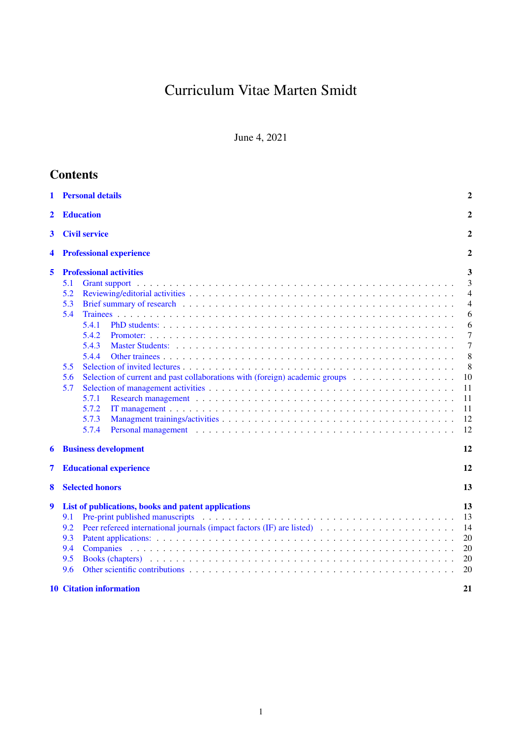# Curriculum Vitae Marten Smidt

June 4, 2021

## Contents

- **1 Personal details** — 2
- **2 Education** — 2
- **3 Civil service** — 2
- **4 Professional experience** — 2
- **5 Professional activities** — 3
  - 5.1 Grant support — 3
  - 5.2 Reviewing/editorial activities — 4
  - 5.3 Brief summary of research — 4
  - 5.4 Trainees — 6
    - 5.4.1 PhD students: — 6
    - 5.4.2 Promoter: — 7
    - 5.4.3 Master Students: — 7
    - 5.4.4 Other trainees — 8
  - 5.5 Selection of invited lectures — 8
  - 5.6 Selection of current and past collaborations with (foreign) academic groups — 10
  - 5.7 Selection of management activities — 11
    - 5.7.1 Research management — 11
    - 5.7.2 IT management — 11
    - 5.7.3 Managment trainings/activities — 12
    - 5.7.4 Personal management — 12
- **6 Business development** — 12
- **7 Educational experience** — 12
- **8 Selected honors** — 13
- **9 List of publications, books and patent applications** — 13
  - 9.1 Pre-print published manuscripts — 13
  - 9.2 Peer refereed international journals (impact factors (IF) are listed) — 14
  - 9.3 Patent applications: — 20
  - 9.4 Companies — 20
  - 9.5 Books (chapters) — 20
  - 9.6 Other scientific contributions — 20
- **10 Citation information** — 21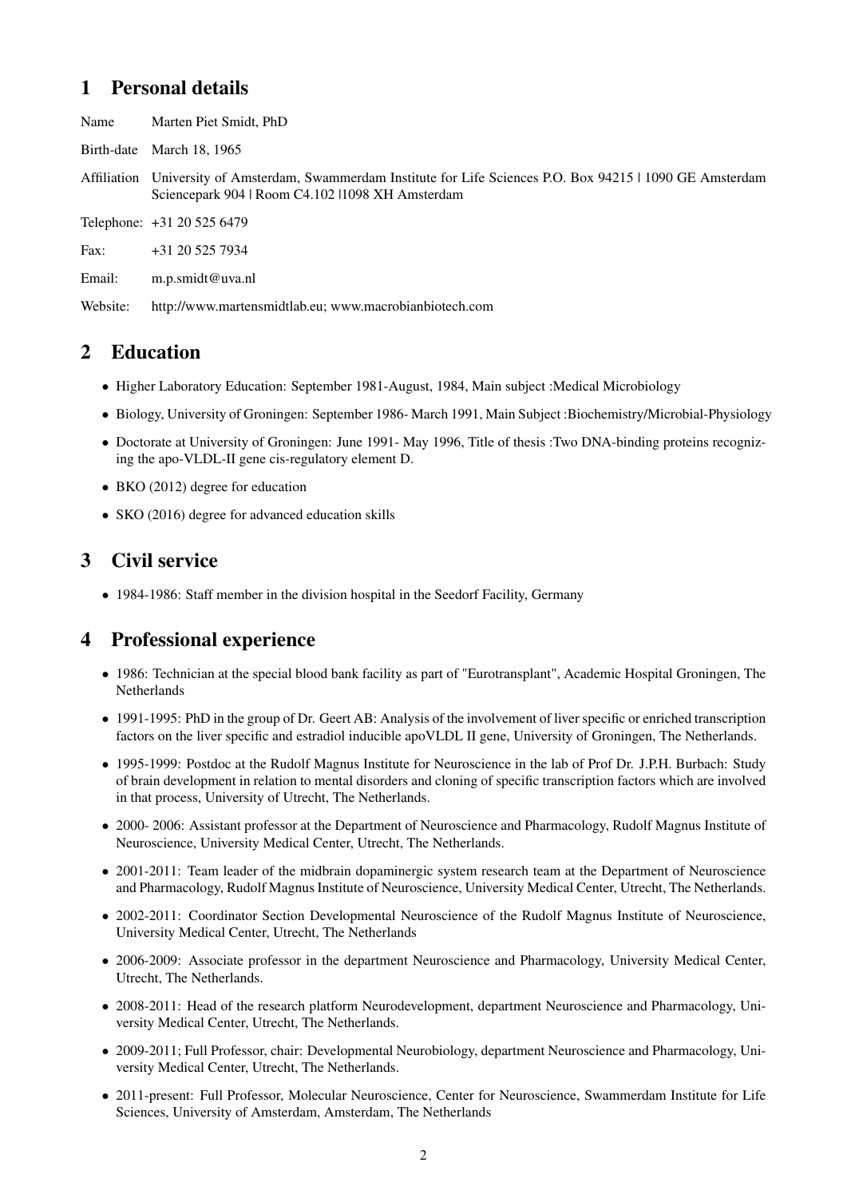# 1 Personal details

Name Marten Piet Smidt, PhD

Birth-date March 18, 1965

Affiliation University of Amsterdam, Swammerdam Institute for Life Sciences P.O. Box 94215 | 1090 GE Amsterdam Sciencepark 904 | Room C4.102 |1098 XH Amsterdam

Telephone: +31 20 525 6479

Fax: +31 20 525 7934

Email: m.p.smidt@uva.nl

Website: http://www.martensmidtlab.eu; www.macrobianbiotech.com

# 2 Education

- Higher Laboratory Education: September 1981-August, 1984, Main subject :Medical Microbiology
- Biology, University of Groningen: September 1986- March 1991, Main Subject :Biochemistry/Microbial-Physiology
- Doctorate at University of Groningen: June 1991- May 1996, Title of thesis :Two DNA-binding proteins recognizing the apo-VLDL-II gene cis-regulatory element D.
- BKO (2012) degree for education
- SKO (2016) degree for advanced education skills

# 3 Civil service

- 1984-1986: Staff member in the division hospital in the Seedorf Facility, Germany

# 4 Professional experience

- 1986: Technician at the special blood bank facility as part of "Eurotransplant", Academic Hospital Groningen, The Netherlands
- 1991-1995: PhD in the group of Dr. Geert AB: Analysis of the involvement of liver specific or enriched transcription factors on the liver specific and estradiol inducible apoVLDL II gene, University of Groningen, The Netherlands.
- 1995-1999: Postdoc at the Rudolf Magnus Institute for Neuroscience in the lab of Prof Dr. J.P.H. Burbach: Study of brain development in relation to mental disorders and cloning of specific transcription factors which are involved in that process, University of Utrecht, The Netherlands.
- 2000- 2006: Assistant professor at the Department of Neuroscience and Pharmacology, Rudolf Magnus Institute of Neuroscience, University Medical Center, Utrecht, The Netherlands.
- 2001-2011: Team leader of the midbrain dopaminergic system research team at the Department of Neuroscience and Pharmacology, Rudolf Magnus Institute of Neuroscience, University Medical Center, Utrecht, The Netherlands.
- 2002-2011: Coordinator Section Developmental Neuroscience of the Rudolf Magnus Institute of Neuroscience, University Medical Center, Utrecht, The Netherlands
- 2006-2009: Associate professor in the department Neuroscience and Pharmacology, University Medical Center, Utrecht, The Netherlands.
- 2008-2011: Head of the research platform Neurodevelopment, department Neuroscience and Pharmacology, University Medical Center, Utrecht, The Netherlands.
- 2009-2011; Full Professor, chair: Developmental Neurobiology, department Neuroscience and Pharmacology, University Medical Center, Utrecht, The Netherlands.
- 2011-present: Full Professor, Molecular Neuroscience, Center for Neuroscience, Swammerdam Institute for Life Sciences, University of Amsterdam, Amsterdam, The Netherlands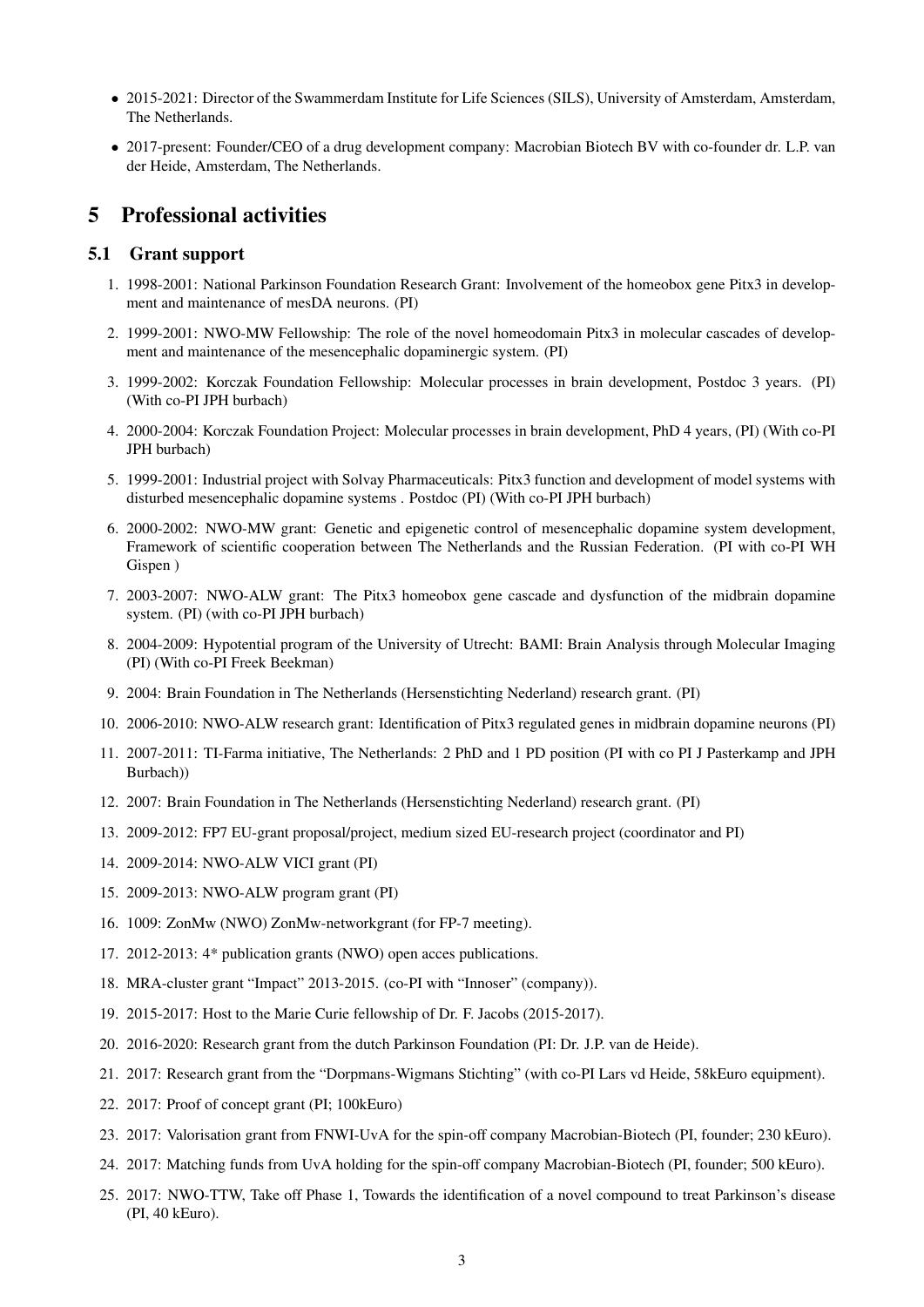- 2015-2021: Director of the Swammerdam Institute for Life Sciences (SILS), University of Amsterdam, Amsterdam, The Netherlands.
- 2017-present: Founder/CEO of a drug development company: Macrobian Biotech BV with co-founder dr. L.P. van der Heide, Amsterdam, The Netherlands.

# 5 Professional activities

## 5.1 Grant support

1. 1998-2001: National Parkinson Foundation Research Grant: Involvement of the homeobox gene Pitx3 in development and maintenance of mesDA neurons. (PI)
2. 1999-2001: NWO-MW Fellowship: The role of the novel homeodomain Pitx3 in molecular cascades of development and maintenance of the mesencephalic dopaminergic system. (PI)
3. 1999-2002: Korczak Foundation Fellowship: Molecular processes in brain development, Postdoc 3 years. (PI) (With co-PI JPH burbach)
4. 2000-2004: Korczak Foundation Project: Molecular processes in brain development, PhD 4 years, (PI) (With co-PI JPH burbach)
5. 1999-2001: Industrial project with Solvay Pharmaceuticals: Pitx3 function and development of model systems with disturbed mesencephalic dopamine systems . Postdoc (PI) (With co-PI JPH burbach)
6. 2000-2002: NWO-MW grant: Genetic and epigenetic control of mesencephalic dopamine system development, Framework of scientific cooperation between The Netherlands and the Russian Federation. (PI with co-PI WH Gispen )
7. 2003-2007: NWO-ALW grant: The Pitx3 homeobox gene cascade and dysfunction of the midbrain dopamine system. (PI) (with co-PI JPH burbach)
8. 2004-2009: Hypotential program of the University of Utrecht: BAMI: Brain Analysis through Molecular Imaging (PI) (With co-PI Freek Beekman)
9. 2004: Brain Foundation in The Netherlands (Hersenstichting Nederland) research grant. (PI)
10. 2006-2010: NWO-ALW research grant: Identification of Pitx3 regulated genes in midbrain dopamine neurons (PI)
11. 2007-2011: TI-Farma initiative, The Netherlands: 2 PhD and 1 PD position (PI with co PI J Pasterkamp and JPH Burbach))
12. 2007: Brain Foundation in The Netherlands (Hersenstichting Nederland) research grant. (PI)
13. 2009-2012: FP7 EU-grant proposal/project, medium sized EU-research project (coordinator and PI)
14. 2009-2014: NWO-ALW VICI grant (PI)
15. 2009-2013: NWO-ALW program grant (PI)
16. 1009: ZonMw (NWO) ZonMw-networkgrant (for FP-7 meeting).
17. 2012-2013: 4* publication grants (NWO) open acces publications.
18. MRA-cluster grant "Impact" 2013-2015. (co-PI with "Innoser" (company)).
19. 2015-2017: Host to the Marie Curie fellowship of Dr. F. Jacobs (2015-2017).
20. 2016-2020: Research grant from the dutch Parkinson Foundation (PI: Dr. J.P. van de Heide).
21. 2017: Research grant from the "Dorpmans-Wigmans Stichting" (with co-PI Lars vd Heide, 58kEuro equipment).
22. 2017: Proof of concept grant (PI; 100kEuro)
23. 2017: Valorisation grant from FNWI-UvA for the spin-off company Macrobian-Biotech (PI, founder; 230 kEuro).
24. 2017: Matching funds from UvA holding for the spin-off company Macrobian-Biotech (PI, founder; 500 kEuro).
25. 2017: NWO-TTW, Take off Phase 1, Towards the identification of a novel compound to treat Parkinson's disease (PI, 40 kEuro).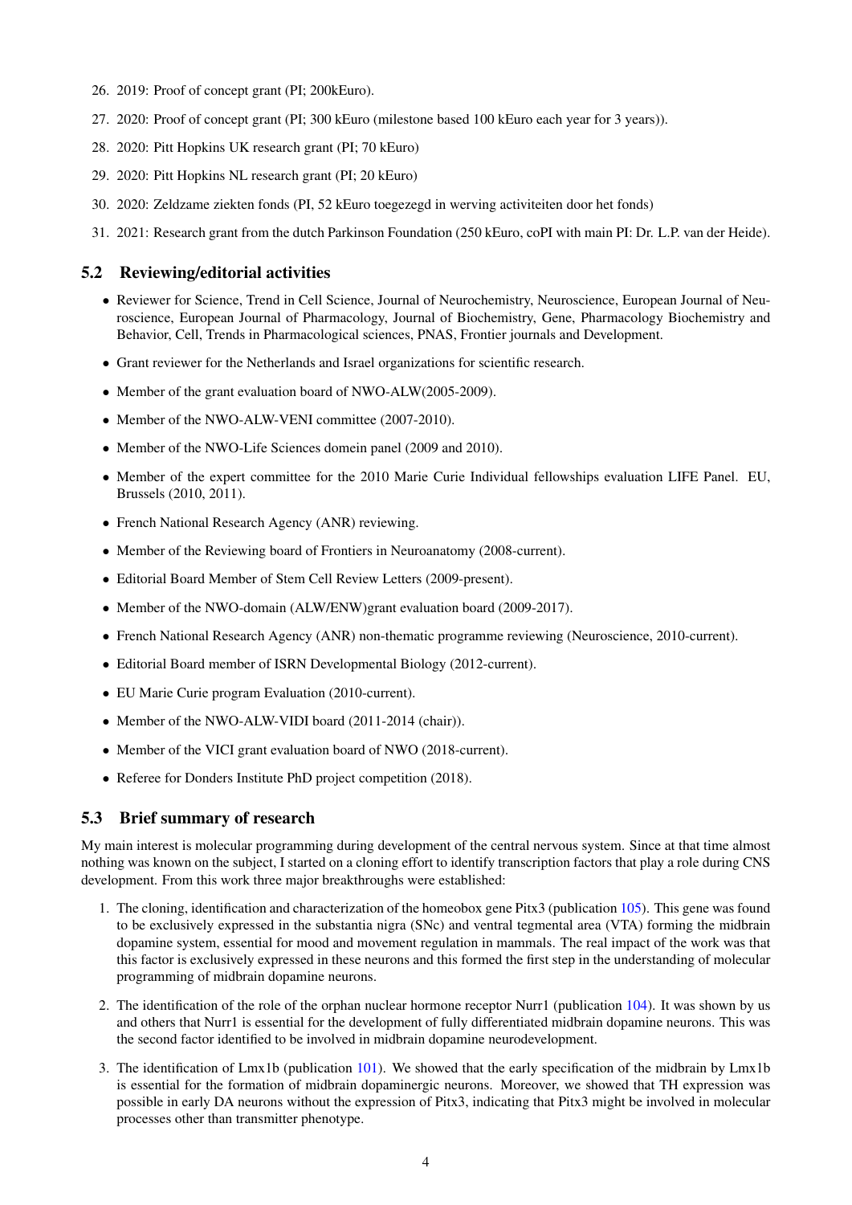26. 2019: Proof of concept grant (PI; 200kEuro).
27. 2020: Proof of concept grant (PI; 300 kEuro (milestone based 100 kEuro each year for 3 years)).
28. 2020: Pitt Hopkins UK research grant (PI; 70 kEuro)
29. 2020: Pitt Hopkins NL research grant (PI; 20 kEuro)
30. 2020: Zeldzame ziekten fonds (PI, 52 kEuro toegezegd in werving activiteiten door het fonds)
31. 2021: Research grant from the dutch Parkinson Foundation (250 kEuro, coPI with main PI: Dr. L.P. van der Heide).

## 5.2 Reviewing/editorial activities

- Reviewer for Science, Trend in Cell Science, Journal of Neurochemistry, Neuroscience, European Journal of Neuroscience, European Journal of Pharmacology, Journal of Biochemistry, Gene, Pharmacology Biochemistry and Behavior, Cell, Trends in Pharmacological sciences, PNAS, Frontier journals and Development.
- Grant reviewer for the Netherlands and Israel organizations for scientific research.
- Member of the grant evaluation board of NWO-ALW(2005-2009).
- Member of the NWO-ALW-VENI committee (2007-2010).
- Member of the NWO-Life Sciences domein panel (2009 and 2010).
- Member of the expert committee for the 2010 Marie Curie Individual fellowships evaluation LIFE Panel. EU, Brussels (2010, 2011).
- French National Research Agency (ANR) reviewing.
- Member of the Reviewing board of Frontiers in Neuroanatomy (2008-current).
- Editorial Board Member of Stem Cell Review Letters (2009-present).
- Member of the NWO-domain (ALW/ENW)grant evaluation board (2009-2017).
- French National Research Agency (ANR) non-thematic programme reviewing (Neuroscience, 2010-current).
- Editorial Board member of ISRN Developmental Biology (2012-current).
- EU Marie Curie program Evaluation (2010-current).
- Member of the NWO-ALW-VIDI board (2011-2014 (chair)).
- Member of the VICI grant evaluation board of NWO (2018-current).
- Referee for Donders Institute PhD project competition (2018).

## 5.3 Brief summary of research

My main interest is molecular programming during development of the central nervous system. Since at that time almost nothing was known on the subject, I started on a cloning effort to identify transcription factors that play a role during CNS development. From this work three major breakthroughs were established:

1. The cloning, identification and characterization of the homeobox gene Pitx3 (publication 105). This gene was found to be exclusively expressed in the substantia nigra (SNc) and ventral tegmental area (VTA) forming the midbrain dopamine system, essential for mood and movement regulation in mammals. The real impact of the work was that this factor is exclusively expressed in these neurons and this formed the first step in the understanding of molecular programming of midbrain dopamine neurons.
2. The identification of the role of the orphan nuclear hormone receptor Nurr1 (publication 104). It was shown by us and others that Nurr1 is essential for the development of fully differentiated midbrain dopamine neurons. This was the second factor identified to be involved in midbrain dopamine neurodevelopment.
3. The identification of Lmx1b (publication 101). We showed that the early specification of the midbrain by Lmx1b is essential for the formation of midbrain dopaminergic neurons. Moreover, we showed that TH expression was possible in early DA neurons without the expression of Pitx3, indicating that Pitx3 might be involved in molecular processes other than transmitter phenotype.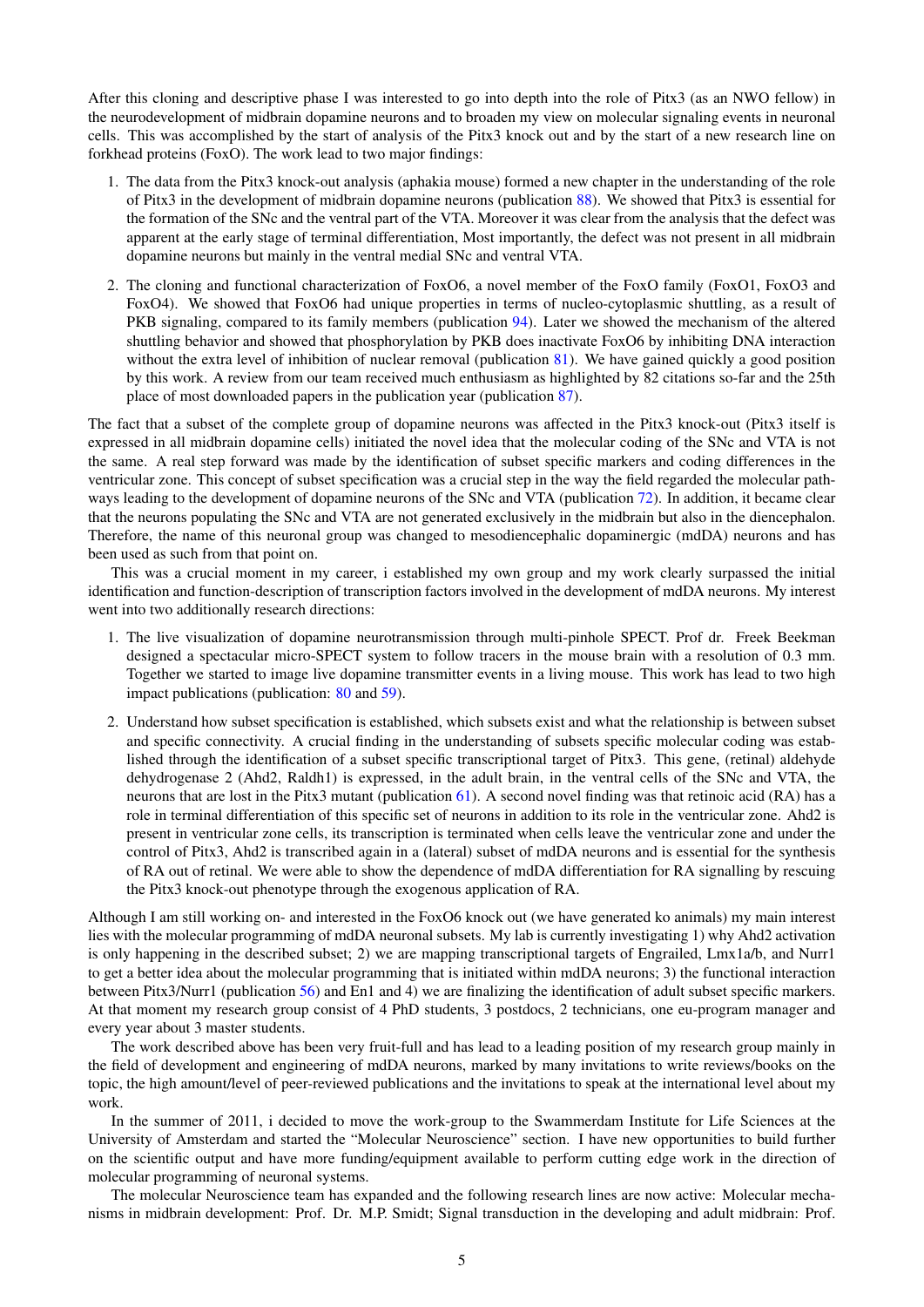After this cloning and descriptive phase I was interested to go into depth into the role of Pitx3 (as an NWO fellow) in the neurodevelopment of midbrain dopamine neurons and to broaden my view on molecular signaling events in neuronal cells. This was accomplished by the start of analysis of the Pitx3 knock out and by the start of a new research line on forkhead proteins (FoxO). The work lead to two major findings:

1. The data from the Pitx3 knock-out analysis (aphakia mouse) formed a new chapter in the understanding of the role of Pitx3 in the development of midbrain dopamine neurons (publication 88). We showed that Pitx3 is essential for the formation of the SNc and the ventral part of the VTA. Moreover it was clear from the analysis that the defect was apparent at the early stage of terminal differentiation, Most importantly, the defect was not present in all midbrain dopamine neurons but mainly in the ventral medial SNc and ventral VTA.

2. The cloning and functional characterization of FoxO6, a novel member of the FoxO family (FoxO1, FoxO3 and FoxO4). We showed that FoxO6 had unique properties in terms of nucleo-cytoplasmic shuttling, as a result of PKB signaling, compared to its family members (publication 94). Later we showed the mechanism of the altered shuttling behavior and showed that phosphorylation by PKB does inactivate FoxO6 by inhibiting DNA interaction without the extra level of inhibition of nuclear removal (publication 81). We have gained quickly a good position by this work. A review from our team received much enthusiasm as highlighted by 82 citations so-far and the 25th place of most downloaded papers in the publication year (publication 87).

The fact that a subset of the complete group of dopamine neurons was affected in the Pitx3 knock-out (Pitx3 itself is expressed in all midbrain dopamine cells) initiated the novel idea that the molecular coding of the SNc and VTA is not the same. A real step forward was made by the identification of subset specific markers and coding differences in the ventricular zone. This concept of subset specification was a crucial step in the way the field regarded the molecular pathways leading to the development of dopamine neurons of the SNc and VTA (publication 72). In addition, it became clear that the neurons populating the SNc and VTA are not generated exclusively in the midbrain but also in the diencephalon. Therefore, the name of this neuronal group was changed to mesodiencephalic dopaminergic (mdDA) neurons and has been used as such from that point on.

This was a crucial moment in my career, i established my own group and my work clearly surpassed the initial identification and function-description of transcription factors involved in the development of mdDA neurons. My interest went into two additionally research directions:

1. The live visualization of dopamine neurotransmission through multi-pinhole SPECT. Prof dr. Freek Beekman designed a spectacular micro-SPECT system to follow tracers in the mouse brain with a resolution of 0.3 mm. Together we started to image live dopamine transmitter events in a living mouse. This work has lead to two high impact publications (publication: 80 and 59).

2. Understand how subset specification is established, which subsets exist and what the relationship is between subset and specific connectivity. A crucial finding in the understanding of subsets specific molecular coding was established through the identification of a subset specific transcriptional target of Pitx3. This gene, (retinal) aldehyde dehydrogenase 2 (Ahd2, Raldh1) is expressed, in the adult brain, in the ventral cells of the SNc and VTA, the neurons that are lost in the Pitx3 mutant (publication 61). A second novel finding was that retinoic acid (RA) has a role in terminal differentiation of this specific set of neurons in addition to its role in the ventricular zone. Ahd2 is present in ventricular zone cells, its transcription is terminated when cells leave the ventricular zone and under the control of Pitx3, Ahd2 is transcribed again in a (lateral) subset of mdDA neurons and is essential for the synthesis of RA out of retinal. We were able to show the dependence of mdDA differentiation for RA signalling by rescuing the Pitx3 knock-out phenotype through the exogenous application of RA.

Although I am still working on- and interested in the FoxO6 knock out (we have generated ko animals) my main interest lies with the molecular programming of mdDA neuronal subsets. My lab is currently investigating 1) why Ahd2 activation is only happening in the described subset; 2) we are mapping transcriptional targets of Engrailed, Lmx1a/b, and Nurr1 to get a better idea about the molecular programming that is initiated within mdDA neurons; 3) the functional interaction between Pitx3/Nurr1 (publication 56) and En1 and 4) we are finalizing the identification of adult subset specific markers. At that moment my research group consist of 4 PhD students, 3 postdocs, 2 technicians, one eu-program manager and every year about 3 master students.

The work described above has been very fruit-full and has lead to a leading position of my research group mainly in the field of development and engineering of mdDA neurons, marked by many invitations to write reviews/books on the topic, the high amount/level of peer-reviewed publications and the invitations to speak at the international level about my work.

In the summer of 2011, i decided to move the work-group to the Swammerdam Institute for Life Sciences at the University of Amsterdam and started the "Molecular Neuroscience" section. I have new opportunities to build further on the scientific output and have more funding/equipment available to perform cutting edge work in the direction of molecular programming of neuronal systems.

The molecular Neuroscience team has expanded and the following research lines are now active: Molecular mechanisms in midbrain development: Prof. Dr. M.P. Smidt; Signal transduction in the developing and adult midbrain: Prof.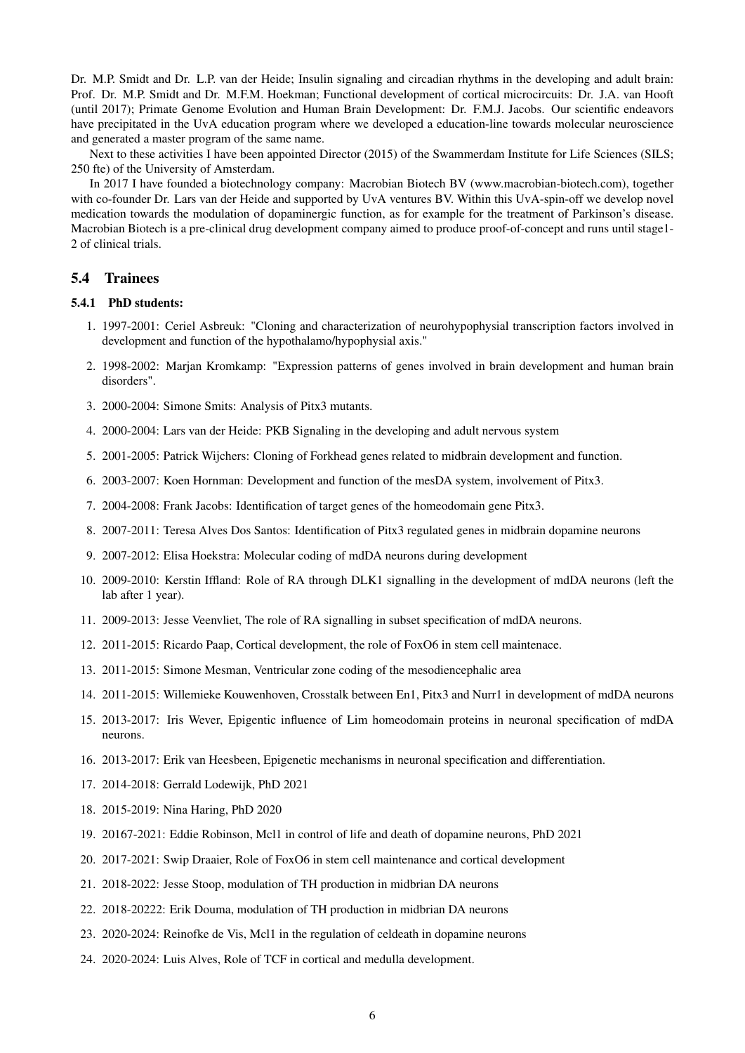Dr. M.P. Smidt and Dr. L.P. van der Heide; Insulin signaling and circadian rhythms in the developing and adult brain: Prof. Dr. M.P. Smidt and Dr. M.F.M. Hoekman; Functional development of cortical microcircuits: Dr. J.A. van Hooft (until 2017); Primate Genome Evolution and Human Brain Development: Dr. F.M.J. Jacobs. Our scientific endeavors have precipitated in the UvA education program where we developed a education-line towards molecular neuroscience and generated a master program of the same name.

Next to these activities I have been appointed Director (2015) of the Swammerdam Institute for Life Sciences (SILS; 250 fte) of the University of Amsterdam.

In 2017 I have founded a biotechnology company: Macrobian Biotech BV (www.macrobian-biotech.com), together with co-founder Dr. Lars van der Heide and supported by UvA ventures BV. Within this UvA-spin-off we develop novel medication towards the modulation of dopaminergic function, as for example for the treatment of Parkinson's disease. Macrobian Biotech is a pre-clinical drug development company aimed to produce proof-of-concept and runs until stage1-2 of clinical trials.

## 5.4 Trainees

### 5.4.1 PhD students:

1. 1997-2001: Ceriel Asbreuk: "Cloning and characterization of neurohypophysial transcription factors involved in development and function of the hypothalamo/hypophysial axis."
2. 1998-2002: Marjan Kromkamp: "Expression patterns of genes involved in brain development and human brain disorders".
3. 2000-2004: Simone Smits: Analysis of Pitx3 mutants.
4. 2000-2004: Lars van der Heide: PKB Signaling in the developing and adult nervous system
5. 2001-2005: Patrick Wijchers: Cloning of Forkhead genes related to midbrain development and function.
6. 2003-2007: Koen Hornman: Development and function of the mesDA system, involvement of Pitx3.
7. 2004-2008: Frank Jacobs: Identification of target genes of the homeodomain gene Pitx3.
8. 2007-2011: Teresa Alves Dos Santos: Identification of Pitx3 regulated genes in midbrain dopamine neurons
9. 2007-2012: Elisa Hoekstra: Molecular coding of mdDA neurons during development
10. 2009-2010: Kerstin Iffland: Role of RA through DLK1 signalling in the development of mdDA neurons (left the lab after 1 year).
11. 2009-2013: Jesse Veenvliet, The role of RA signalling in subset specification of mdDA neurons.
12. 2011-2015: Ricardo Paap, Cortical development, the role of FoxO6 in stem cell maintenace.
13. 2011-2015: Simone Mesman, Ventricular zone coding of the mesodiencephalic area
14. 2011-2015: Willemieke Kouwenhoven, Crosstalk between En1, Pitx3 and Nurr1 in development of mdDA neurons
15. 2013-2017: Iris Wever, Epigentic influence of Lim homeodomain proteins in neuronal specification of mdDA neurons.
16. 2013-2017: Erik van Heesbeen, Epigenetic mechanisms in neuronal specification and differentiation.
17. 2014-2018: Gerrald Lodewijk, PhD 2021
18. 2015-2019: Nina Haring, PhD 2020
19. 20167-2021: Eddie Robinson, Mcl1 in control of life and death of dopamine neurons, PhD 2021
20. 2017-2021: Swip Draaier, Role of FoxO6 in stem cell maintenance and cortical development
21. 2018-2022: Jesse Stoop, modulation of TH production in midbrian DA neurons
22. 2018-20222: Erik Douma, modulation of TH production in midbrian DA neurons
23. 2020-2024: Reinofke de Vis, Mcl1 in the regulation of celdeath in dopamine neurons
24. 2020-2024: Luis Alves, Role of TCF in cortical and medulla development.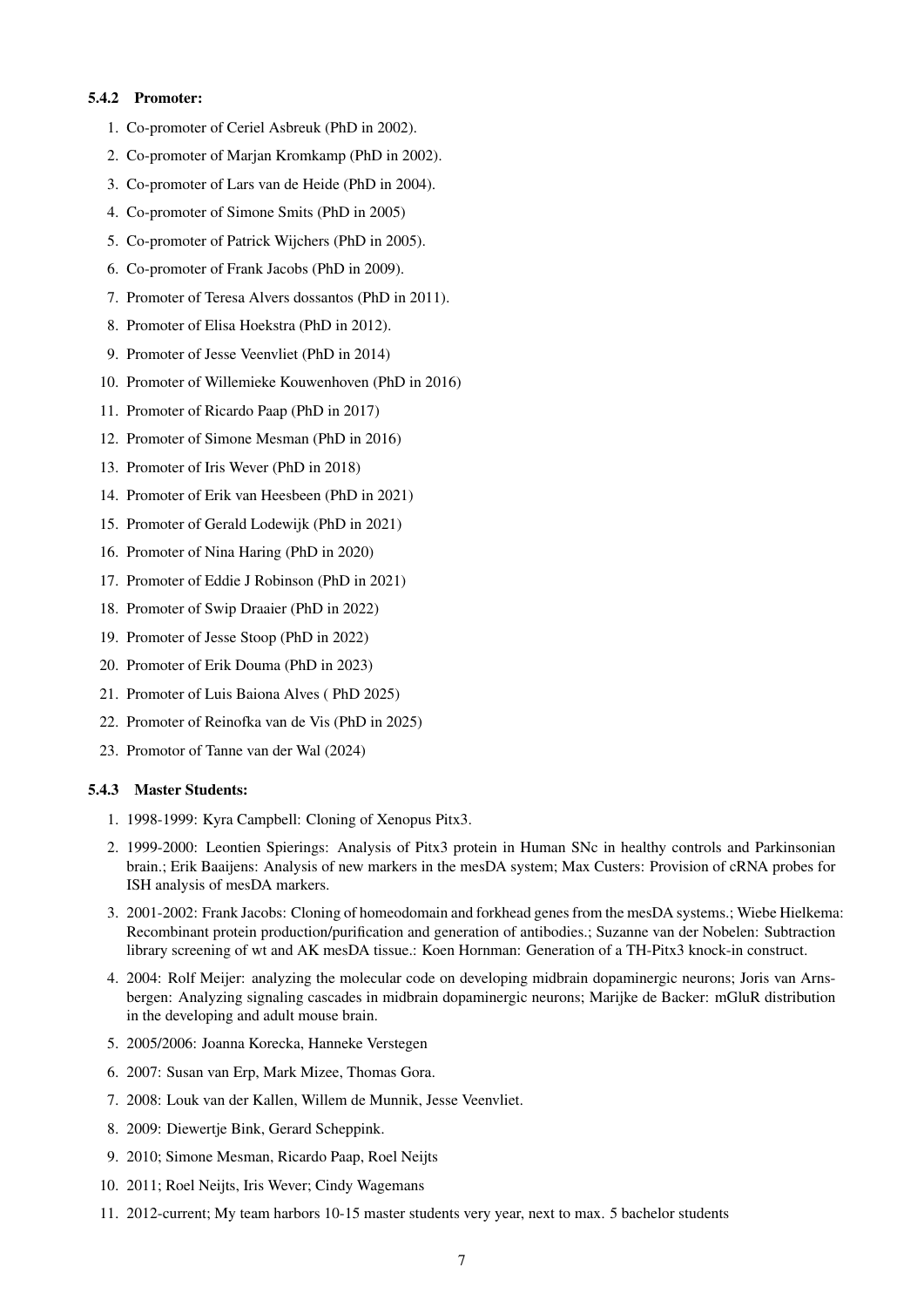#### 5.4.2 Promoter:

1. Co-promoter of Ceriel Asbreuk (PhD in 2002).
2. Co-promoter of Marjan Kromkamp (PhD in 2002).
3. Co-promoter of Lars van de Heide (PhD in 2004).
4. Co-promoter of Simone Smits (PhD in 2005)
5. Co-promoter of Patrick Wijchers (PhD in 2005).
6. Co-promoter of Frank Jacobs (PhD in 2009).
7. Promoter of Teresa Alvers dossantos (PhD in 2011).
8. Promoter of Elisa Hoekstra (PhD in 2012).
9. Promoter of Jesse Veenvliet (PhD in 2014)
10. Promoter of Willemieke Kouwenhoven (PhD in 2016)
11. Promoter of Ricardo Paap (PhD in 2017)
12. Promoter of Simone Mesman (PhD in 2016)
13. Promoter of Iris Wever (PhD in 2018)
14. Promoter of Erik van Heesbeen (PhD in 2021)
15. Promoter of Gerald Lodewijk (PhD in 2021)
16. Promoter of Nina Haring (PhD in 2020)
17. Promoter of Eddie J Robinson (PhD in 2021)
18. Promoter of Swip Draaier (PhD in 2022)
19. Promoter of Jesse Stoop (PhD in 2022)
20. Promoter of Erik Douma (PhD in 2023)
21. Promoter of Luis Baiona Alves ( PhD 2025)
22. Promoter of Reinofka van de Vis (PhD in 2025)
23. Promotor of Tanne van der Wal (2024)

#### 5.4.3 Master Students:

1. 1998-1999: Kyra Campbell: Cloning of Xenopus Pitx3.
2. 1999-2000: Leontien Spierings: Analysis of Pitx3 protein in Human SNc in healthy controls and Parkinsonian brain.; Erik Baaijens: Analysis of new markers in the mesDA system; Max Custers: Provision of cRNA probes for ISH analysis of mesDA markers.
3. 2001-2002: Frank Jacobs: Cloning of homeodomain and forkhead genes from the mesDA systems.; Wiebe Hielkema: Recombinant protein production/purification and generation of antibodies.; Suzanne van der Nobelen: Subtraction library screening of wt and AK mesDA tissue.: Koen Hornman: Generation of a TH-Pitx3 knock-in construct.
4. 2004: Rolf Meijer: analyzing the molecular code on developing midbrain dopaminergic neurons; Joris van Arnsbergen: Analyzing signaling cascades in midbrain dopaminergic neurons; Marijke de Backer: mGluR distribution in the developing and adult mouse brain.
5. 2005/2006: Joanna Korecka, Hanneke Verstegen
6. 2007: Susan van Erp, Mark Mizee, Thomas Gora.
7. 2008: Louk van der Kallen, Willem de Munnik, Jesse Veenvliet.
8. 2009: Diewertje Bink, Gerard Scheppink.
9. 2010; Simone Mesman, Ricardo Paap, Roel Neijts
10. 2011; Roel Neijts, Iris Wever; Cindy Wagemans
11. 2012-current; My team harbors 10-15 master students very year, next to max. 5 bachelor students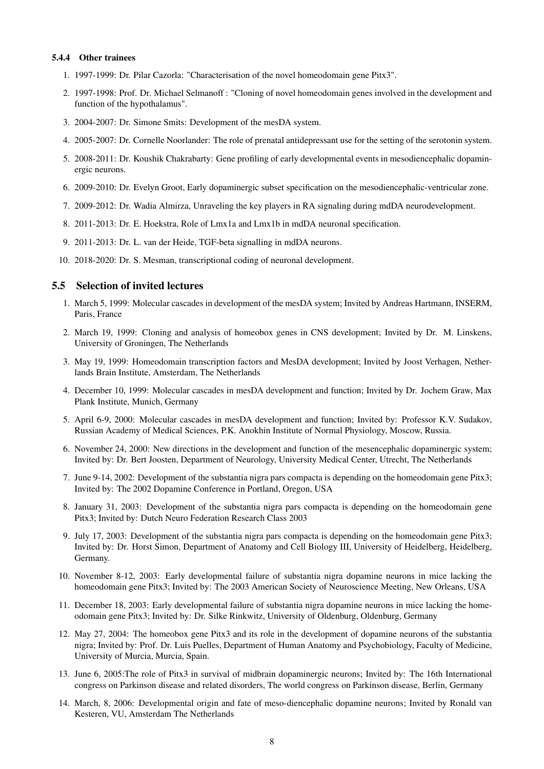#### 5.4.4 Other trainees

1. 1997-1999: Dr. Pilar Cazorla: "Characterisation of the novel homeodomain gene Pitx3".
2. 1997-1998: Prof. Dr. Michael Selmanoff : "Cloning of novel homeodomain genes involved in the development and function of the hypothalamus".
3. 2004-2007: Dr. Simone Smits: Development of the mesDA system.
4. 2005-2007: Dr. Cornelle Noorlander: The role of prenatal antidepressant use for the setting of the serotonin system.
5. 2008-2011: Dr. Koushik Chakrabarty: Gene profiling of early developmental events in mesodiencephalic dopaminergic neurons.
6. 2009-2010: Dr. Evelyn Groot, Early dopaminergic subset specification on the mesodiencephalic-ventricular zone.
7. 2009-2012: Dr. Wadia Almirza, Unraveling the key players in RA signaling during mdDA neurodevelopment.
8. 2011-2013: Dr. E. Hoekstra, Role of Lmx1a and Lmx1b in mdDA neuronal specification.
9. 2011-2013: Dr. L. van der Heide, TGF-beta signalling in mdDA neurons.
10. 2018-2020: Dr. S. Mesman, transcriptional coding of neuronal development.

### 5.5 Selection of invited lectures

1. March 5, 1999: Molecular cascades in development of the mesDA system; Invited by Andreas Hartmann, INSERM, Paris, France
2. March 19, 1999: Cloning and analysis of homeobox genes in CNS development; Invited by Dr. M. Linskens, University of Groningen, The Netherlands
3. May 19, 1999: Homeodomain transcription factors and MesDA development; Invited by Joost Verhagen, Netherlands Brain Institute, Amsterdam, The Netherlands
4. December 10, 1999: Molecular cascades in mesDA development and function; Invited by Dr. Jochem Graw, Max Plank Institute, Munich, Germany
5. April 6-9, 2000: Molecular cascades in mesDA development and function; Invited by: Professor K.V. Sudakov, Russian Academy of Medical Sciences, P.K. Anokhin Institute of Normal Physiology, Moscow, Russia.
6. November 24, 2000: New directions in the development and function of the mesencephalic dopaminergic system; Invited by: Dr. Bert Joosten, Department of Neurology, University Medical Center, Utrecht, The Netherlands
7. June 9-14, 2002: Development of the substantia nigra pars compacta is depending on the homeodomain gene Pitx3; Invited by: The 2002 Dopamine Conference in Portland, Oregon, USA
8. January 31, 2003: Development of the substantia nigra pars compacta is depending on the homeodomain gene Pitx3; Invited by: Dutch Neuro Federation Research Class 2003
9. July 17, 2003: Development of the substantia nigra pars compacta is depending on the homeodomain gene Pitx3; Invited by: Dr. Horst Simon, Department of Anatomy and Cell Biology III, University of Heidelberg, Heidelberg, Germany.
10. November 8-12, 2003: Early developmental failure of substantia nigra dopamine neurons in mice lacking the homeodomain gene Pitx3; Invited by: The 2003 American Society of Neuroscience Meeting, New Orleans, USA
11. December 18, 2003: Early developmental failure of substantia nigra dopamine neurons in mice lacking the homeodomain gene Pitx3; Invited by: Dr. Silke Rinkwitz, University of Oldenburg, Oldenburg, Germany
12. May 27, 2004: The homeobox gene Pitx3 and its role in the development of dopamine neurons of the substantia nigra; Invited by: Prof. Dr. Luis Puelles, Department of Human Anatomy and Psychobiology, Faculty of Medicine, University of Murcia, Murcia, Spain.
13. June 6, 2005:The role of Pitx3 in survival of midbrain dopaminergic neurons; Invited by: The 16th International congress on Parkinson disease and related disorders, The world congress on Parkinson disease, Berlin, Germany
14. March, 8, 2006: Developmental origin and fate of meso-diencephalic dopamine neurons; Invited by Ronald van Kesteren, VU, Amsterdam The Netherlands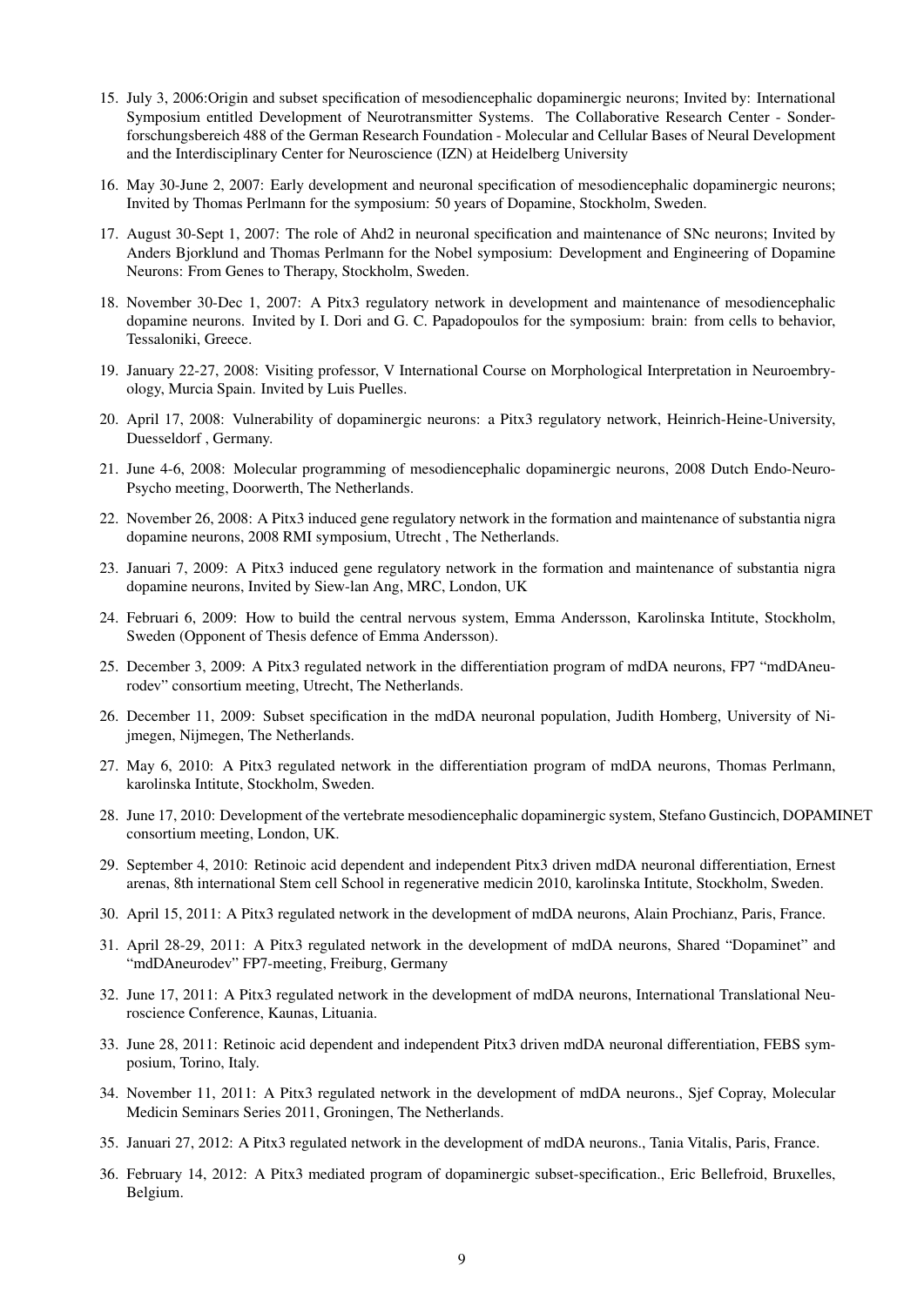15. July 3, 2006:Origin and subset specification of mesodiencephalic dopaminergic neurons; Invited by: International Symposium entitled Development of Neurotransmitter Systems. The Collaborative Research Center - Sonderforschungsbereich 488 of the German Research Foundation - Molecular and Cellular Bases of Neural Development and the Interdisciplinary Center for Neuroscience (IZN) at Heidelberg University
16. May 30-June 2, 2007: Early development and neuronal specification of mesodiencephalic dopaminergic neurons; Invited by Thomas Perlmann for the symposium: 50 years of Dopamine, Stockholm, Sweden.
17. August 30-Sept 1, 2007: The role of Ahd2 in neuronal specification and maintenance of SNc neurons; Invited by Anders Bjorklund and Thomas Perlmann for the Nobel symposium: Development and Engineering of Dopamine Neurons: From Genes to Therapy, Stockholm, Sweden.
18. November 30-Dec 1, 2007: A Pitx3 regulatory network in development and maintenance of mesodiencephalic dopamine neurons. Invited by I. Dori and G. C. Papadopoulos for the symposium: brain: from cells to behavior, Tessaloniki, Greece.
19. January 22-27, 2008: Visiting professor, V International Course on Morphological Interpretation in Neuroembryology, Murcia Spain. Invited by Luis Puelles.
20. April 17, 2008: Vulnerability of dopaminergic neurons: a Pitx3 regulatory network, Heinrich-Heine-University, Duesseldorf , Germany.
21. June 4-6, 2008: Molecular programming of mesodiencephalic dopaminergic neurons, 2008 Dutch Endo-Neuro-Psycho meeting, Doorwerth, The Netherlands.
22. November 26, 2008: A Pitx3 induced gene regulatory network in the formation and maintenance of substantia nigra dopamine neurons, 2008 RMI symposium, Utrecht , The Netherlands.
23. Januari 7, 2009: A Pitx3 induced gene regulatory network in the formation and maintenance of substantia nigra dopamine neurons, Invited by Siew-lan Ang, MRC, London, UK
24. Februari 6, 2009: How to build the central nervous system, Emma Andersson, Karolinska Intitute, Stockholm, Sweden (Opponent of Thesis defence of Emma Andersson).
25. December 3, 2009: A Pitx3 regulated network in the differentiation program of mdDA neurons, FP7 "mdDAneurodev" consortium meeting, Utrecht, The Netherlands.
26. December 11, 2009: Subset specification in the mdDA neuronal population, Judith Homberg, University of Nijmegen, Nijmegen, The Netherlands.
27. May 6, 2010: A Pitx3 regulated network in the differentiation program of mdDA neurons, Thomas Perlmann, karolinska Intitute, Stockholm, Sweden.
28. June 17, 2010: Development of the vertebrate mesodiencephalic dopaminergic system, Stefano Gustincich, DOPAMINET consortium meeting, London, UK.
29. September 4, 2010: Retinoic acid dependent and independent Pitx3 driven mdDA neuronal differentiation, Ernest arenas, 8th international Stem cell School in regenerative medicin 2010, karolinska Intitute, Stockholm, Sweden.
30. April 15, 2011: A Pitx3 regulated network in the development of mdDA neurons, Alain Prochianz, Paris, France.
31. April 28-29, 2011: A Pitx3 regulated network in the development of mdDA neurons, Shared "Dopaminet" and "mdDAneurodev" FP7-meeting, Freiburg, Germany
32. June 17, 2011: A Pitx3 regulated network in the development of mdDA neurons, International Translational Neuroscience Conference, Kaunas, Lituania.
33. June 28, 2011: Retinoic acid dependent and independent Pitx3 driven mdDA neuronal differentiation, FEBS symposium, Torino, Italy.
34. November 11, 2011: A Pitx3 regulated network in the development of mdDA neurons., Sjef Copray, Molecular Medicin Seminars Series 2011, Groningen, The Netherlands.
35. Januari 27, 2012: A Pitx3 regulated network in the development of mdDA neurons., Tania Vitalis, Paris, France.
36. February 14, 2012: A Pitx3 mediated program of dopaminergic subset-specification., Eric Bellefroid, Bruxelles, Belgium.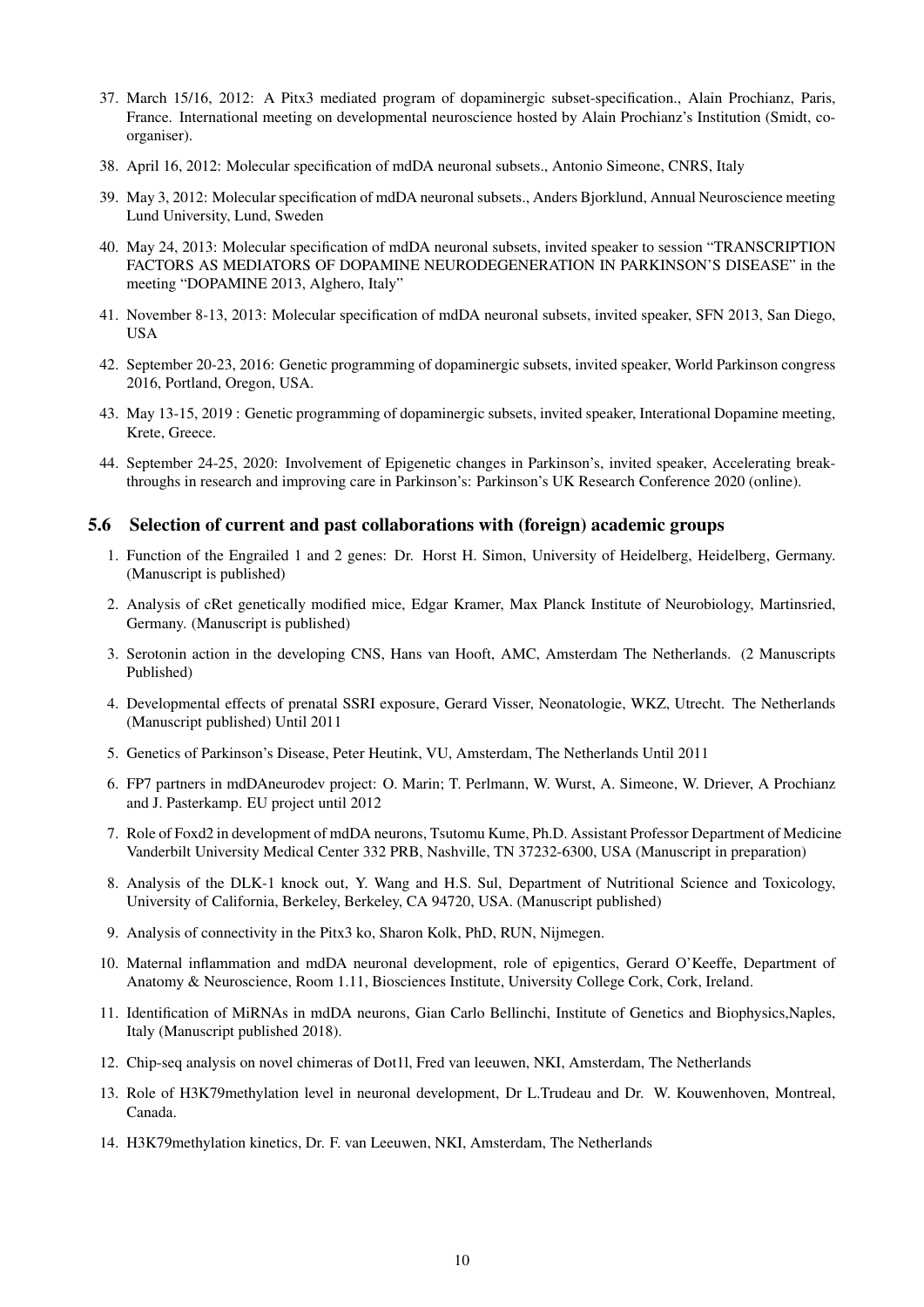37. March 15/16, 2012: A Pitx3 mediated program of dopaminergic subset-specification., Alain Prochianz, Paris, France. International meeting on developmental neuroscience hosted by Alain Prochianz's Institution (Smidt, co-organiser).

38. April 16, 2012: Molecular specification of mdDA neuronal subsets., Antonio Simeone, CNRS, Italy

39. May 3, 2012: Molecular specification of mdDA neuronal subsets., Anders Bjorklund, Annual Neuroscience meeting Lund University, Lund, Sweden

40. May 24, 2013: Molecular specification of mdDA neuronal subsets, invited speaker to session "TRANSCRIPTION FACTORS AS MEDIATORS OF DOPAMINE NEURODEGENERATION IN PARKINSON'S DISEASE" in the meeting "DOPAMINE 2013, Alghero, Italy"

41. November 8-13, 2013: Molecular specification of mdDA neuronal subsets, invited speaker, SFN 2013, San Diego, USA

42. September 20-23, 2016: Genetic programming of dopaminergic subsets, invited speaker, World Parkinson congress 2016, Portland, Oregon, USA.

43. May 13-15, 2019 : Genetic programming of dopaminergic subsets, invited speaker, Interational Dopamine meeting, Krete, Greece.

44. September 24-25, 2020: Involvement of Epigenetic changes in Parkinson's, invited speaker, Accelerating breakthroughs in research and improving care in Parkinson's: Parkinson's UK Research Conference 2020 (online).

### 5.6 Selection of current and past collaborations with (foreign) academic groups

1. Function of the Engrailed 1 and 2 genes: Dr. Horst H. Simon, University of Heidelberg, Heidelberg, Germany. (Manuscript is published)

2. Analysis of cRet genetically modified mice, Edgar Kramer, Max Planck Institute of Neurobiology, Martinsried, Germany. (Manuscript is published)

3. Serotonin action in the developing CNS, Hans van Hooft, AMC, Amsterdam The Netherlands. (2 Manuscripts Published)

4. Developmental effects of prenatal SSRI exposure, Gerard Visser, Neonatologie, WKZ, Utrecht. The Netherlands (Manuscript published) Until 2011

5. Genetics of Parkinson's Disease, Peter Heutink, VU, Amsterdam, The Netherlands Until 2011

6. FP7 partners in mdDAneurodev project: O. Marin; T. Perlmann, W. Wurst, A. Simeone, W. Driever, A Prochianz and J. Pasterkamp. EU project until 2012

7. Role of Foxd2 in development of mdDA neurons, Tsutomu Kume, Ph.D. Assistant Professor Department of Medicine Vanderbilt University Medical Center 332 PRB, Nashville, TN 37232-6300, USA (Manuscript in preparation)

8. Analysis of the DLK-1 knock out, Y. Wang and H.S. Sul, Department of Nutritional Science and Toxicology, University of California, Berkeley, Berkeley, CA 94720, USA. (Manuscript published)

9. Analysis of connectivity in the Pitx3 ko, Sharon Kolk, PhD, RUN, Nijmegen.

10. Maternal inflammation and mdDA neuronal development, role of epigentics, Gerard O'Keeffe, Department of Anatomy & Neuroscience, Room 1.11, Biosciences Institute, University College Cork, Cork, Ireland.

11. Identification of MiRNAs in mdDA neurons, Gian Carlo Bellinchi, Institute of Genetics and Biophysics,Naples, Italy (Manuscript published 2018).

12. Chip-seq analysis on novel chimeras of Dot1l, Fred van leeuwen, NKI, Amsterdam, The Netherlands

13. Role of H3K79methylation level in neuronal development, Dr L.Trudeau and Dr. W. Kouwenhoven, Montreal, Canada.

14. H3K79methylation kinetics, Dr. F. van Leeuwen, NKI, Amsterdam, The Netherlands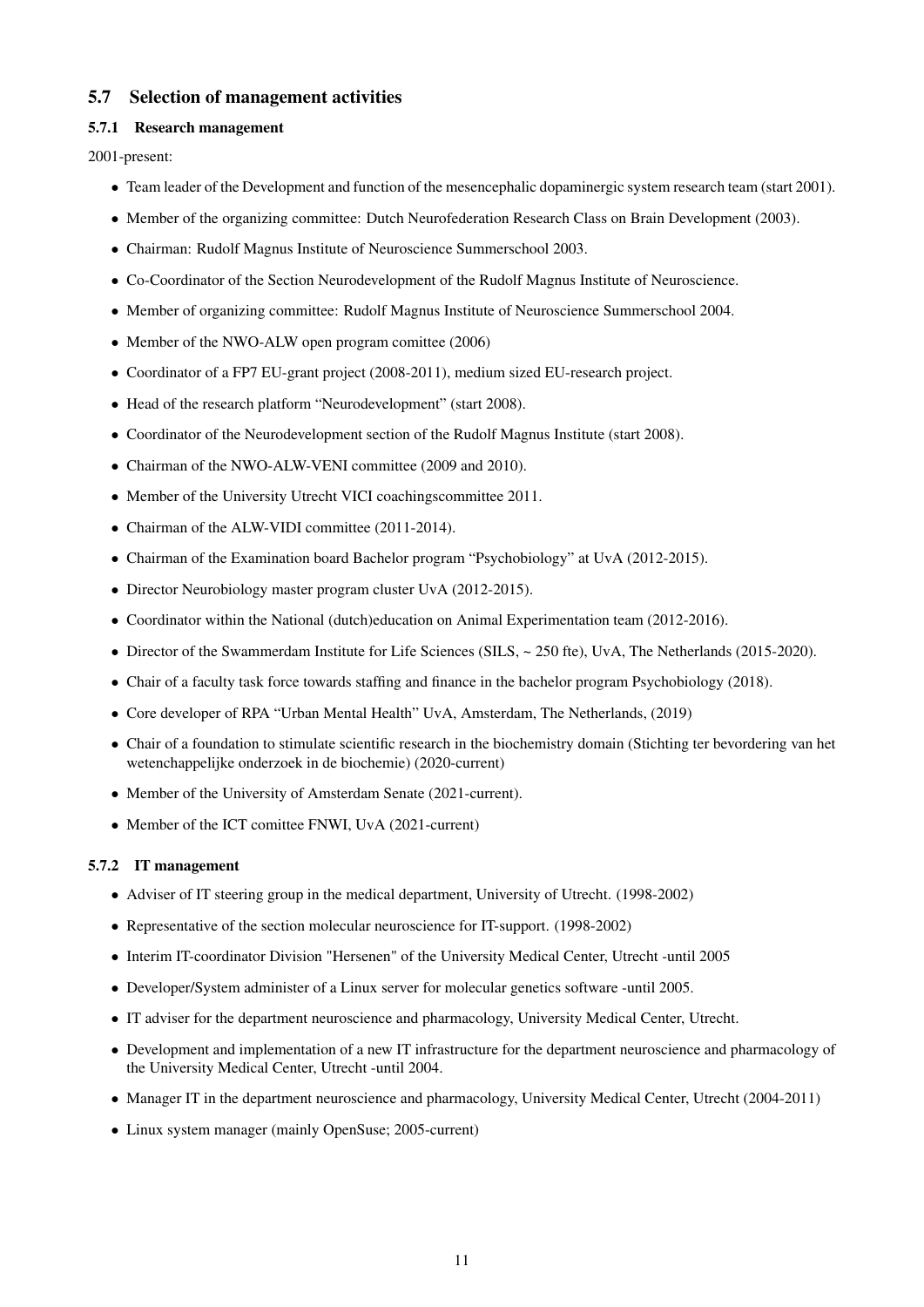## 5.7 Selection of management activities

### 5.7.1 Research management

2001-present:

- Team leader of the Development and function of the mesencephalic dopaminergic system research team (start 2001).
- Member of the organizing committee: Dutch Neurofederation Research Class on Brain Development (2003).
- Chairman: Rudolf Magnus Institute of Neuroscience Summerschool 2003.
- Co-Coordinator of the Section Neurodevelopment of the Rudolf Magnus Institute of Neuroscience.
- Member of organizing committee: Rudolf Magnus Institute of Neuroscience Summerschool 2004.
- Member of the NWO-ALW open program comittee (2006)
- Coordinator of a FP7 EU-grant project (2008-2011), medium sized EU-research project.
- Head of the research platform "Neurodevelopment" (start 2008).
- Coordinator of the Neurodevelopment section of the Rudolf Magnus Institute (start 2008).
- Chairman of the NWO-ALW-VENI committee (2009 and 2010).
- Member of the University Utrecht VICI coachingscommittee 2011.
- Chairman of the ALW-VIDI committee (2011-2014).
- Chairman of the Examination board Bachelor program "Psychobiology" at UvA (2012-2015).
- Director Neurobiology master program cluster UvA (2012-2015).
- Coordinator within the National (dutch)education on Animal Experimentation team (2012-2016).
- Director of the Swammerdam Institute for Life Sciences (SILS, ~ 250 fte), UvA, The Netherlands (2015-2020).
- Chair of a faculty task force towards staffing and finance in the bachelor program Psychobiology (2018).
- Core developer of RPA "Urban Mental Health" UvA, Amsterdam, The Netherlands, (2019)
- Chair of a foundation to stimulate scientific research in the biochemistry domain (Stichting ter bevordering van het wetenchappelijke onderzoek in de biochemie) (2020-current)
- Member of the University of Amsterdam Senate (2021-current).
- Member of the ICT comittee FNWI, UvA (2021-current)

### 5.7.2 IT management

- Adviser of IT steering group in the medical department, University of Utrecht. (1998-2002)
- Representative of the section molecular neuroscience for IT-support. (1998-2002)
- Interim IT-coordinator Division "Hersenen" of the University Medical Center, Utrecht -until 2005
- Developer/System administer of a Linux server for molecular genetics software -until 2005.
- IT adviser for the department neuroscience and pharmacology, University Medical Center, Utrecht.
- Development and implementation of a new IT infrastructure for the department neuroscience and pharmacology of the University Medical Center, Utrecht -until 2004.
- Manager IT in the department neuroscience and pharmacology, University Medical Center, Utrecht (2004-2011)
- Linux system manager (mainly OpenSuse; 2005-current)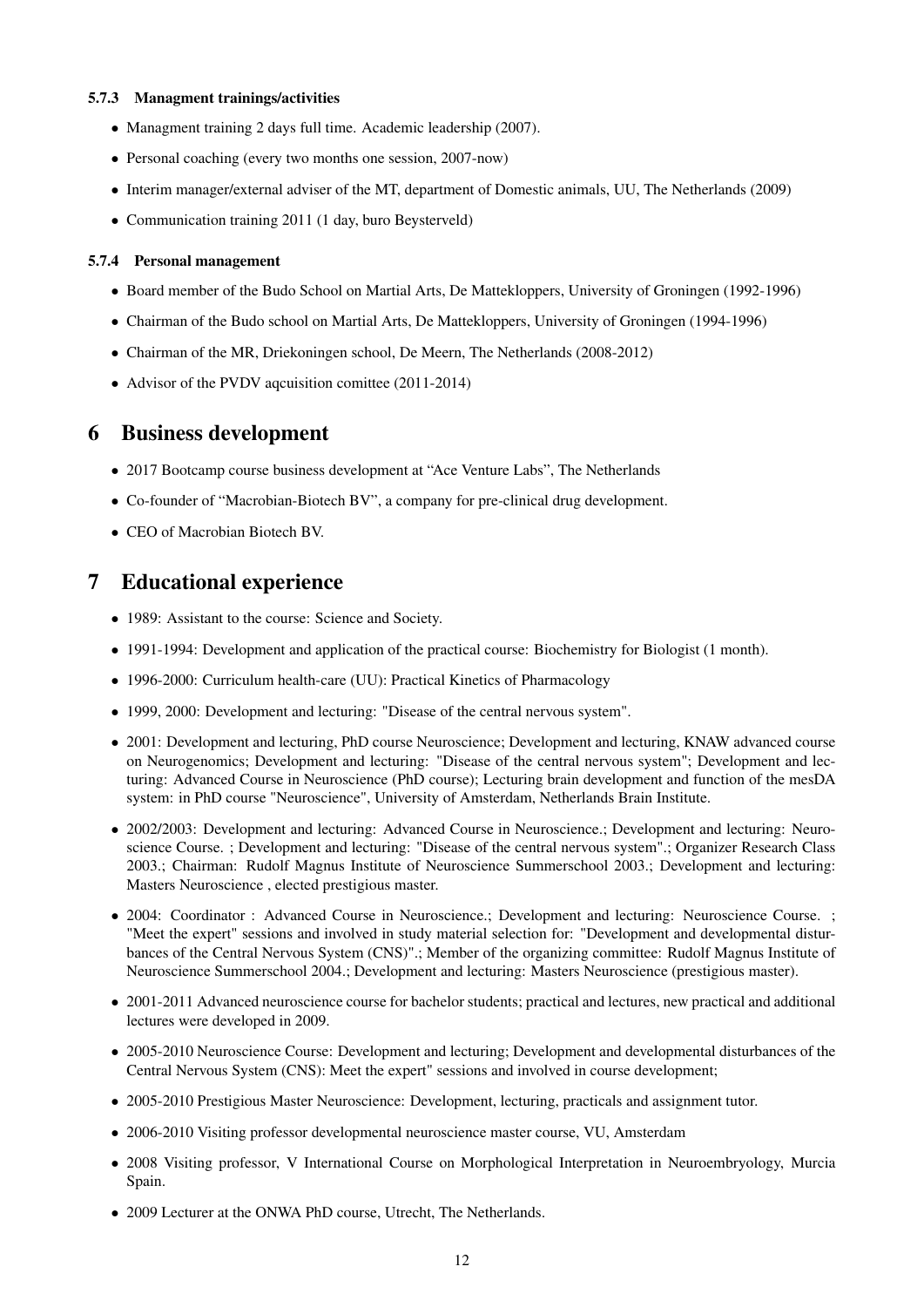#### 5.7.3 Managment trainings/activities

- Managment training 2 days full time. Academic leadership (2007).
- Personal coaching (every two months one session, 2007-now)
- Interim manager/external adviser of the MT, department of Domestic animals, UU, The Netherlands (2009)
- Communication training 2011 (1 day, buro Beysterveld)

#### 5.7.4 Personal management

- Board member of the Budo School on Martial Arts, De Mattekloppers, University of Groningen (1992-1996)
- Chairman of the Budo school on Martial Arts, De Mattekloppers, University of Groningen (1994-1996)
- Chairman of the MR, Driekoningen school, De Meern, The Netherlands (2008-2012)
- Advisor of the PVDV aqcuisition comittee (2011-2014)

# 6 Business development

- 2017 Bootcamp course business development at “Ace Venture Labs”, The Netherlands
- Co-founder of “Macrobian-Biotech BV”, a company for pre-clinical drug development.
- CEO of Macrobian Biotech BV.

# 7 Educational experience

- 1989: Assistant to the course: Science and Society.
- 1991-1994: Development and application of the practical course: Biochemistry for Biologist (1 month).
- 1996-2000: Curriculum health-care (UU): Practical Kinetics of Pharmacology
- 1999, 2000: Development and lecturing: "Disease of the central nervous system".
- 2001: Development and lecturing, PhD course Neuroscience; Development and lecturing, KNAW advanced course on Neurogenomics; Development and lecturing: "Disease of the central nervous system"; Development and lecturing: Advanced Course in Neuroscience (PhD course); Lecturing brain development and function of the mesDA system: in PhD course "Neuroscience", University of Amsterdam, Netherlands Brain Institute.
- 2002/2003: Development and lecturing: Advanced Course in Neuroscience.; Development and lecturing: Neuroscience Course. ; Development and lecturing: "Disease of the central nervous system".; Organizer Research Class 2003.; Chairman: Rudolf Magnus Institute of Neuroscience Summerschool 2003.; Development and lecturing: Masters Neuroscience , elected prestigious master.
- 2004: Coordinator : Advanced Course in Neuroscience.; Development and lecturing: Neuroscience Course. ; "Meet the expert" sessions and involved in study material selection for: "Development and developmental disturbances of the Central Nervous System (CNS)".; Member of the organizing committee: Rudolf Magnus Institute of Neuroscience Summerschool 2004.; Development and lecturing: Masters Neuroscience (prestigious master).
- 2001-2011 Advanced neuroscience course for bachelor students; practical and lectures, new practical and additional lectures were developed in 2009.
- 2005-2010 Neuroscience Course: Development and lecturing; Development and developmental disturbances of the Central Nervous System (CNS): Meet the expert" sessions and involved in course development;
- 2005-2010 Prestigious Master Neuroscience: Development, lecturing, practicals and assignment tutor.
- 2006-2010 Visiting professor developmental neuroscience master course, VU, Amsterdam
- 2008 Visiting professor, V International Course on Morphological Interpretation in Neuroembryology, Murcia Spain.
- 2009 Lecturer at the ONWA PhD course, Utrecht, The Netherlands.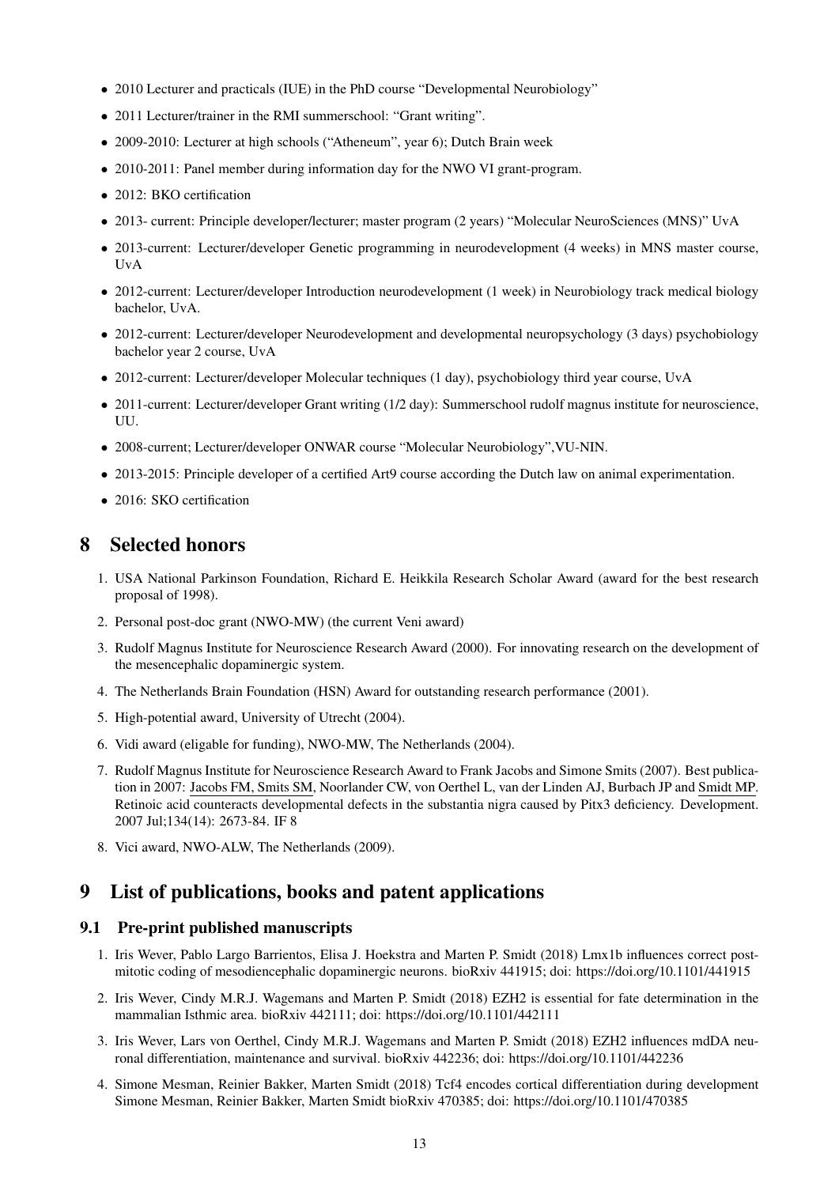- 2010 Lecturer and practicals (IUE) in the PhD course "Developmental Neurobiology"
- 2011 Lecturer/trainer in the RMI summerschool: "Grant writing".
- 2009-2010: Lecturer at high schools ("Atheneum", year 6); Dutch Brain week
- 2010-2011: Panel member during information day for the NWO VI grant-program.
- 2012: BKO certification
- 2013- current: Principle developer/lecturer; master program (2 years) "Molecular NeuroSciences (MNS)" UvA
- 2013-current: Lecturer/developer Genetic programming in neurodevelopment (4 weeks) in MNS master course, UvA
- 2012-current: Lecturer/developer Introduction neurodevelopment (1 week) in Neurobiology track medical biology bachelor, UvA.
- 2012-current: Lecturer/developer Neurodevelopment and developmental neuropsychology (3 days) psychobiology bachelor year 2 course, UvA
- 2012-current: Lecturer/developer Molecular techniques (1 day), psychobiology third year course, UvA
- 2011-current: Lecturer/developer Grant writing (1/2 day): Summerschool rudolf magnus institute for neuroscience, UU.
- 2008-current; Lecturer/developer ONWAR course "Molecular Neurobiology",VU-NIN.
- 2013-2015: Principle developer of a certified Art9 course according the Dutch law on animal experimentation.
- 2016: SKO certification

# 8 Selected honors

1. USA National Parkinson Foundation, Richard E. Heikkila Research Scholar Award (award for the best research proposal of 1998).
2. Personal post-doc grant (NWO-MW) (the current Veni award)
3. Rudolf Magnus Institute for Neuroscience Research Award (2000). For innovating research on the development of the mesencephalic dopaminergic system.
4. The Netherlands Brain Foundation (HSN) Award for outstanding research performance (2001).
5. High-potential award, University of Utrecht (2004).
6. Vidi award (eligable for funding), NWO-MW, The Netherlands (2004).
7. Rudolf Magnus Institute for Neuroscience Research Award to Frank Jacobs and Simone Smits (2007). Best publication in 2007: Jacobs FM, Smits SM, Noorlander CW, von Oerthel L, van der Linden AJ, Burbach JP and Smidt MP. Retinoic acid counteracts developmental defects in the substantia nigra caused by Pitx3 deficiency. Development. 2007 Jul;134(14): 2673-84. IF 8
8. Vici award, NWO-ALW, The Netherlands (2009).

# 9 List of publications, books and patent applications

## 9.1 Pre-print published manuscripts

1. Iris Wever, Pablo Largo Barrientos, Elisa J. Hoekstra and Marten P. Smidt (2018) Lmx1b influences correct postmitotic coding of mesodiencephalic dopaminergic neurons. bioRxiv 441915; doi: https://doi.org/10.1101/441915
2. Iris Wever, Cindy M.R.J. Wagemans and Marten P. Smidt (2018) EZH2 is essential for fate determination in the mammalian Isthmic area. bioRxiv 442111; doi: https://doi.org/10.1101/442111
3. Iris Wever, Lars von Oerthel, Cindy M.R.J. Wagemans and Marten P. Smidt (2018) EZH2 influences mdDA neuronal differentiation, maintenance and survival. bioRxiv 442236; doi: https://doi.org/10.1101/442236
4. Simone Mesman, Reinier Bakker, Marten Smidt (2018) Tcf4 encodes cortical differentiation during development Simone Mesman, Reinier Bakker, Marten Smidt bioRxiv 470385; doi: https://doi.org/10.1101/470385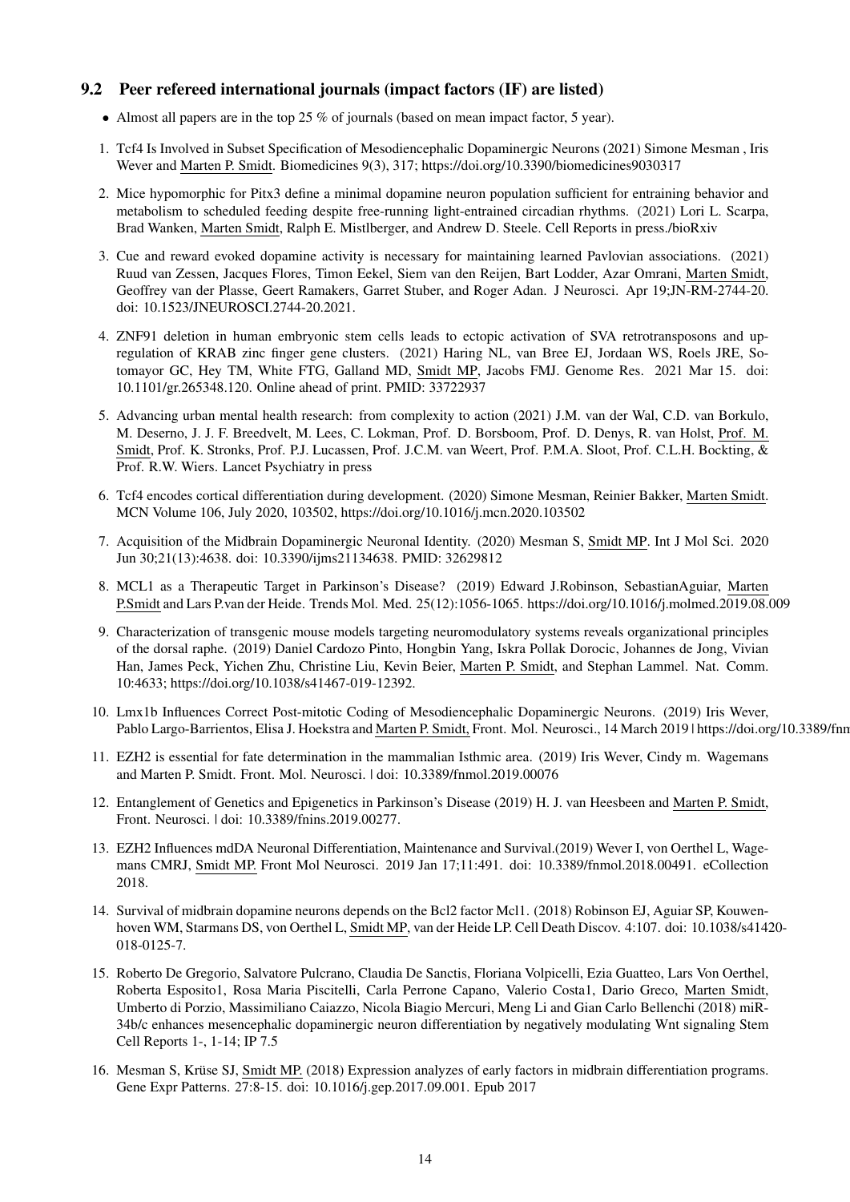## 9.2 Peer refereed international journals (impact factors (IF) are listed)

- Almost all papers are in the top 25 % of journals (based on mean impact factor, 5 year).

1. Tcf4 Is Involved in Subset Specification of Mesodiencephalic Dopaminergic Neurons (2021) Simone Mesman , Iris Wever and Marten P. Smidt. Biomedicines 9(3), 317; https://doi.org/10.3390/biomedicines9030317
2. Mice hypomorphic for Pitx3 define a minimal dopamine neuron population sufficient for entraining behavior and metabolism to scheduled feeding despite free-running light-entrained circadian rhythms. (2021) Lori L. Scarpa, Brad Wanken, Marten Smidt, Ralph E. Mistlberger, and Andrew D. Steele. Cell Reports in press./bioRxiv
3. Cue and reward evoked dopamine activity is necessary for maintaining learned Pavlovian associations. (2021) Ruud van Zessen, Jacques Flores, Timon Eekel, Siem van den Reijen, Bart Lodder, Azar Omrani, Marten Smidt, Geoffrey van der Plasse, Geert Ramakers, Garret Stuber, and Roger Adan. J Neurosci. Apr 19;JN-RM-2744-20. doi: 10.1523/JNEUROSCI.2744-20.2021.
4. ZNF91 deletion in human embryonic stem cells leads to ectopic activation of SVA retrotransposons and up-regulation of KRAB zinc finger gene clusters. (2021) Haring NL, van Bree EJ, Jordaan WS, Roels JRE, Sotomayor GC, Hey TM, White FTG, Galland MD, Smidt MP, Jacobs FMJ. Genome Res. 2021 Mar 15. doi: 10.1101/gr.265348.120. Online ahead of print. PMID: 33722937
5. Advancing urban mental health research: from complexity to action (2021) J.M. van der Wal, C.D. van Borkulo, M. Deserno, J. J. F. Breedvelt, M. Lees, C. Lokman, Prof. D. Borsboom, Prof. D. Denys, R. van Holst, Prof. M. Smidt, Prof. K. Stronks, Prof. P.J. Lucassen, Prof. J.C.M. van Weert, Prof. P.M.A. Sloot, Prof. C.L.H. Bockting, & Prof. R.W. Wiers. Lancet Psychiatry in press
6. Tcf4 encodes cortical differentiation during development. (2020) Simone Mesman, Reinier Bakker, Marten Smidt. MCN Volume 106, July 2020, 103502, https://doi.org/10.1016/j.mcn.2020.103502
7. Acquisition of the Midbrain Dopaminergic Neuronal Identity. (2020) Mesman S, Smidt MP. Int J Mol Sci. 2020 Jun 30;21(13):4638. doi: 10.3390/ijms21134638. PMID: 32629812
8. MCL1 as a Therapeutic Target in Parkinson's Disease? (2019) Edward J.Robinson, SebastianAguiar, Marten P.Smidt and Lars P.van der Heide. Trends Mol. Med. 25(12):1056-1065. https://doi.org/10.1016/j.molmed.2019.08.009
9. Characterization of transgenic mouse models targeting neuromodulatory systems reveals organizational principles of the dorsal raphe. (2019) Daniel Cardozo Pinto, Hongbin Yang, Iskra Pollak Dorocic, Johannes de Jong, Vivian Han, James Peck, Yichen Zhu, Christine Liu, Kevin Beier, Marten P. Smidt, and Stephan Lammel. Nat. Comm. 10:4633; https://doi.org/10.1038/s41467-019-12392.
10. Lmx1b Influences Correct Post-mitotic Coding of Mesodiencephalic Dopaminergic Neurons. (2019) Iris Wever, Pablo Largo-Barrientos, Elisa J. Hoekstra and Marten P. Smidt, Front. Mol. Neurosci., 14 March 2019 | https://doi.org/10.3389/fnm
11. EZH2 is essential for fate determination in the mammalian Isthmic area. (2019) Iris Wever, Cindy m. Wagemans and Marten P. Smidt. Front. Mol. Neurosci. | doi: 10.3389/fnmol.2019.00076
12. Entanglement of Genetics and Epigenetics in Parkinson's Disease (2019) H. J. van Heesbeen and Marten P. Smidt, Front. Neurosci. | doi: 10.3389/fnins.2019.00277.
13. EZH2 Influences mdDA Neuronal Differentiation, Maintenance and Survival.(2019) Wever I, von Oerthel L, Wagemans CMRJ, Smidt MP. Front Mol Neurosci. 2019 Jan 17;11:491. doi: 10.3389/fnmol.2018.00491. eCollection 2018.
14. Survival of midbrain dopamine neurons depends on the Bcl2 factor Mcl1. (2018) Robinson EJ, Aguiar SP, Kouwenhoven WM, Starmans DS, von Oerthel L, Smidt MP, van der Heide LP. Cell Death Discov. 4:107. doi: 10.1038/s41420-018-0125-7.
15. Roberto De Gregorio, Salvatore Pulcrano, Claudia De Sanctis, Floriana Volpicelli, Ezia Guatteo, Lars Von Oerthel, Roberta Esposito1, Rosa Maria Piscitelli, Carla Perrone Capano, Valerio Costa1, Dario Greco, Marten Smidt, Umberto di Porzio, Massimiliano Caiazzo, Nicola Biagio Mercuri, Meng Li and Gian Carlo Bellenchi (2018) miR-34b/c enhances mesencephalic dopaminergic neuron differentiation by negatively modulating Wnt signaling Stem Cell Reports 1-, 1-14; IP 7.5
16. Mesman S, Krüse SJ, Smidt MP. (2018) Expression analyzes of early factors in midbrain differentiation programs. Gene Expr Patterns. 27:8-15. doi: 10.1016/j.gep.2017.09.001. Epub 2017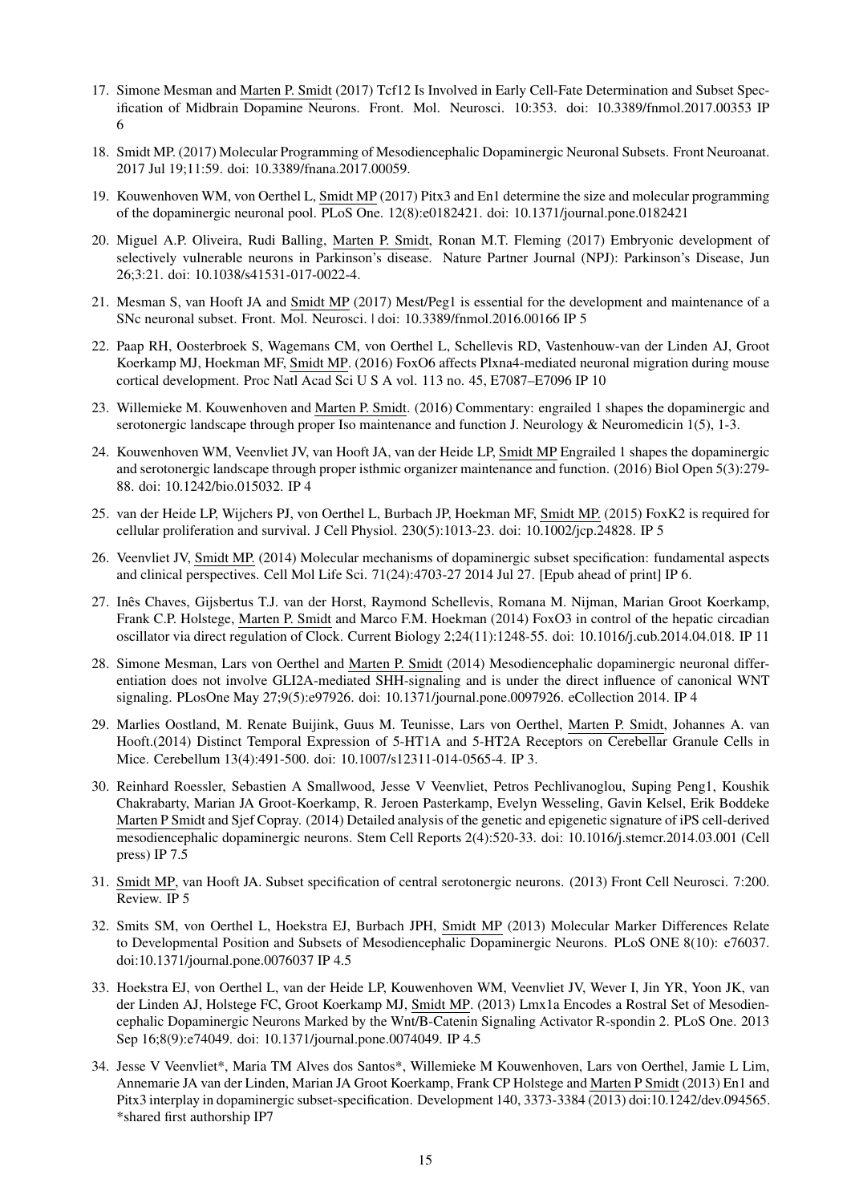17. Simone Mesman and Marten P. Smidt (2017) Tcf12 Is Involved in Early Cell-Fate Determination and Subset Specification of Midbrain Dopamine Neurons. Front. Mol. Neurosci. 10:353. doi: 10.3389/fnmol.2017.00353 IP 6

18. Smidt MP. (2017) Molecular Programming of Mesodiencephalic Dopaminergic Neuronal Subsets. Front Neuroanat. 2017 Jul 19;11:59. doi: 10.3389/fnana.2017.00059.

19. Kouwenhoven WM, von Oerthel L, Smidt MP (2017) Pitx3 and En1 determine the size and molecular programming of the dopaminergic neuronal pool. PLoS One. 12(8):e0182421. doi: 10.1371/journal.pone.0182421

20. Miguel A.P. Oliveira, Rudi Balling, Marten P. Smidt, Ronan M.T. Fleming (2017) Embryonic development of selectively vulnerable neurons in Parkinson's disease. Nature Partner Journal (NPJ): Parkinson's Disease, Jun 26;3:21. doi: 10.1038/s41531-017-0022-4.

21. Mesman S, van Hooft JA and Smidt MP (2017) Mest/Peg1 is essential for the development and maintenance of a SNc neuronal subset. Front. Mol. Neurosci. | doi: 10.3389/fnmol.2016.00166 IP 5

22. Paap RH, Oosterbroek S, Wagemans CM, von Oerthel L, Schellevis RD, Vastenhouw-van der Linden AJ, Groot Koerkamp MJ, Hoekman MF, Smidt MP. (2016) FoxO6 affects Plxna4-mediated neuronal migration during mouse cortical development. Proc Natl Acad Sci U S A vol. 113 no. 45, E7087–E7096 IP 10

23. Willemieke M. Kouwenhoven and Marten P. Smidt. (2016) Commentary: engrailed 1 shapes the dopaminergic and serotonergic landscape through proper Iso maintenance and function J. Neurology & Neuromedicin 1(5), 1-3.

24. Kouwenhoven WM, Veenvliet JV, van Hooft JA, van der Heide LP, Smidt MP Engrailed 1 shapes the dopaminergic and serotonergic landscape through proper isthmic organizer maintenance and function. (2016) Biol Open 5(3):279-88. doi: 10.1242/bio.015032. IP 4

25. van der Heide LP, Wijchers PJ, von Oerthel L, Burbach JP, Hoekman MF, Smidt MP. (2015) FoxK2 is required for cellular proliferation and survival. J Cell Physiol. 230(5):1013-23. doi: 10.1002/jcp.24828. IP 5

26. Veenvliet JV, Smidt MP. (2014) Molecular mechanisms of dopaminergic subset specification: fundamental aspects and clinical perspectives. Cell Mol Life Sci. 71(24):4703-27 2014 Jul 27. [Epub ahead of print] IP 6.

27. Inês Chaves, Gijsbertus T.J. van der Horst, Raymond Schellevis, Romana M. Nijman, Marian Groot Koerkamp, Frank C.P. Holstege, Marten P. Smidt and Marco F.M. Hoekman (2014) FoxO3 in control of the hepatic circadian oscillator via direct regulation of Clock. Current Biology 2;24(11):1248-55. doi: 10.1016/j.cub.2014.04.018. IP 11

28. Simone Mesman, Lars von Oerthel and Marten P. Smidt (2014) Mesodiencephalic dopaminergic neuronal differentiation does not involve GLI2A-mediated SHH-signaling and is under the direct influence of canonical WNT signaling. PLosOne May 27;9(5):e97926. doi: 10.1371/journal.pone.0097926. eCollection 2014. IP 4

29. Marlies Oostland, M. Renate Buijink, Guus M. Teunisse, Lars von Oerthel, Marten P. Smidt, Johannes A. van Hooft.(2014) Distinct Temporal Expression of 5-HT1A and 5-HT2A Receptors on Cerebellar Granule Cells in Mice. Cerebellum 13(4):491-500. doi: 10.1007/s12311-014-0565-4. IP 3.

30. Reinhard Roessler, Sebastien A Smallwood, Jesse V Veenvliet, Petros Pechlivanoglou, Suping Peng1, Koushik Chakrabarty, Marian JA Groot-Koerkamp, R. Jeroen Pasterkamp, Evelyn Wesseling, Gavin Kelsel, Erik Boddeke Marten P Smidt and Sjef Copray. (2014) Detailed analysis of the genetic and epigenetic signature of iPS cell-derived mesodiencephalic dopaminergic neurons. Stem Cell Reports 2(4):520-33. doi: 10.1016/j.stemcr.2014.03.001 (Cell press) IP 7.5

31. Smidt MP, van Hooft JA. Subset specification of central serotonergic neurons. (2013) Front Cell Neurosci. 7:200. Review. IP 5

32. Smits SM, von Oerthel L, Hoekstra EJ, Burbach JPH, Smidt MP (2013) Molecular Marker Differences Relate to Developmental Position and Subsets of Mesodiencephalic Dopaminergic Neurons. PLoS ONE 8(10): e76037. doi:10.1371/journal.pone.0076037 IP 4.5

33. Hoekstra EJ, von Oerthel L, van der Heide LP, Kouwenhoven WM, Veenvliet JV, Wever I, Jin YR, Yoon JK, van der Linden AJ, Holstege FC, Groot Koerkamp MJ, Smidt MP. (2013) Lmx1a Encodes a Rostral Set of Mesodiencephalic Dopaminergic Neurons Marked by the Wnt/B-Catenin Signaling Activator R-spondin 2. PLoS One. 2013 Sep 16;8(9):e74049. doi: 10.1371/journal.pone.0074049. IP 4.5

34. Jesse V Veenvliet*, Maria TM Alves dos Santos*, Willemieke M Kouwenhoven, Lars von Oerthel, Jamie L Lim, Annemarie JA van der Linden, Marian JA Groot Koerkamp, Frank CP Holstege and Marten P Smidt (2013) En1 and Pitx3 interplay in dopaminergic subset-specification. Development 140, 3373-3384 (2013) doi:10.1242/dev.094565. *shared first authorship IP7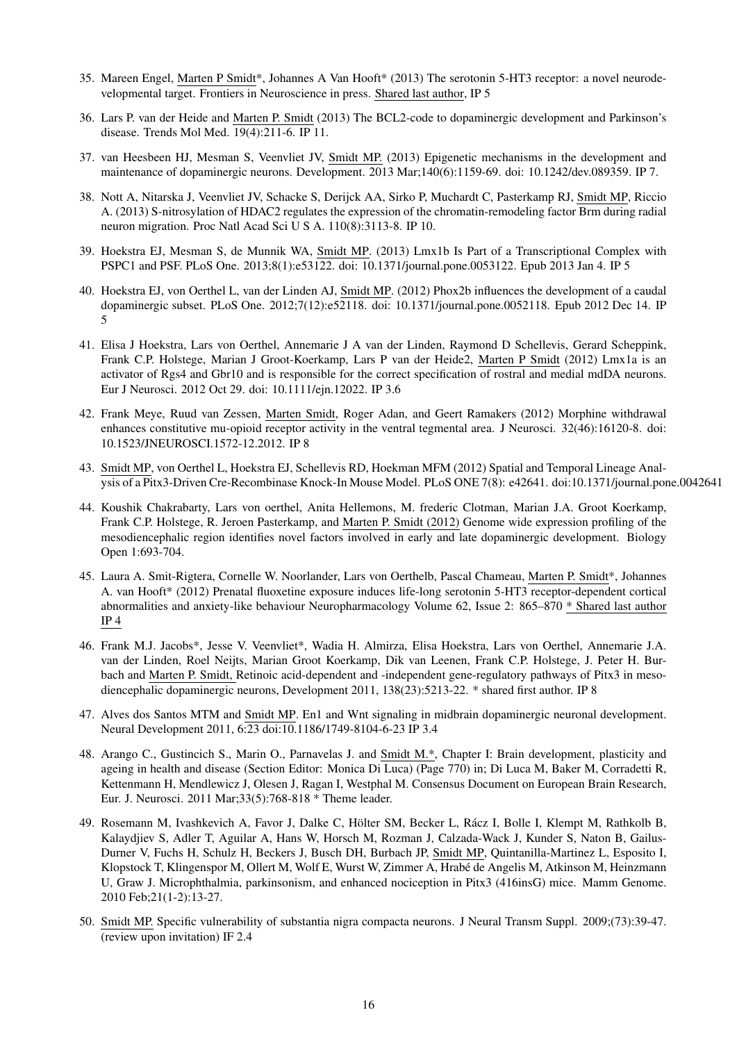35. Mareen Engel, Marten P Smidt*, Johannes A Van Hooft* (2013) The serotonin 5-HT3 receptor: a novel neurodevelopmental target. Frontiers in Neuroscience in press. Shared last author, IP 5

36. Lars P. van der Heide and Marten P. Smidt (2013) The BCL2-code to dopaminergic development and Parkinson's disease. Trends Mol Med. 19(4):211-6. IP 11.

37. van Heesbeen HJ, Mesman S, Veenvliet JV, Smidt MP. (2013) Epigenetic mechanisms in the development and maintenance of dopaminergic neurons. Development. 2013 Mar;140(6):1159-69. doi: 10.1242/dev.089359. IP 7.

38. Nott A, Nitarska J, Veenvliet JV, Schacke S, Derijck AA, Sirko P, Muchardt C, Pasterkamp RJ, Smidt MP, Riccio A. (2013) S-nitrosylation of HDAC2 regulates the expression of the chromatin-remodeling factor Brm during radial neuron migration. Proc Natl Acad Sci U S A. 110(8):3113-8. IP 10.

39. Hoekstra EJ, Mesman S, de Munnik WA, Smidt MP. (2013) Lmx1b Is Part of a Transcriptional Complex with PSPC1 and PSF. PLoS One. 2013;8(1):e53122. doi: 10.1371/journal.pone.0053122. Epub 2013 Jan 4. IP 5

40. Hoekstra EJ, von Oerthel L, van der Linden AJ, Smidt MP. (2012) Phox2b influences the development of a caudal dopaminergic subset. PLoS One. 2012;7(12):e52118. doi: 10.1371/journal.pone.0052118. Epub 2012 Dec 14. IP 5

41. Elisa J Hoekstra, Lars von Oerthel, Annemarie J A van der Linden, Raymond D Schellevis, Gerard Scheppink, Frank C.P. Holstege, Marian J Groot-Koerkamp, Lars P van der Heide2, Marten P Smidt (2012) Lmx1a is an activator of Rgs4 and Gbr10 and is responsible for the correct specification of rostral and medial mdDA neurons. Eur J Neurosci. 2012 Oct 29. doi: 10.1111/ejn.12022. IP 3.6

42. Frank Meye, Ruud van Zessen, Marten Smidt, Roger Adan, and Geert Ramakers (2012) Morphine withdrawal enhances constitutive mu-opioid receptor activity in the ventral tegmental area. J Neurosci. 32(46):16120-8. doi: 10.1523/JNEUROSCI.1572-12.2012. IP 8

43. Smidt MP, von Oerthel L, Hoekstra EJ, Schellevis RD, Hoekman MFM (2012) Spatial and Temporal Lineage Analysis of a Pitx3-Driven Cre-Recombinase Knock-In Mouse Model. PLoS ONE 7(8): e42641. doi:10.1371/journal.pone.0042641

44. Koushik Chakrabarty, Lars von oerthel, Anita Hellemons, M. frederic Clotman, Marian J.A. Groot Koerkamp, Frank C.P. Holstege, R. Jeroen Pasterkamp, and Marten P. Smidt (2012) Genome wide expression profiling of the mesodiencephalic region identifies novel factors involved in early and late dopaminergic development. Biology Open 1:693-704.

45. Laura A. Smit-Rigtera, Cornelle W. Noorlander, Lars von Oerthelb, Pascal Chameau, Marten P. Smidt*, Johannes A. van Hooft* (2012) Prenatal fluoxetine exposure induces life-long serotonin 5-HT3 receptor-dependent cortical abnormalities and anxiety-like behaviour Neuropharmacology Volume 62, Issue 2: 865–870 * Shared last author IP 4

46. Frank M.J. Jacobs*, Jesse V. Veenvliet*, Wadia H. Almirza, Elisa Hoekstra, Lars von Oerthel, Annemarie J.A. van der Linden, Roel Neijts, Marian Groot Koerkamp, Dik van Leenen, Frank C.P. Holstege, J. Peter H. Burbach and Marten P. Smidt, Retinoic acid-dependent and -independent gene-regulatory pathways of Pitx3 in mesodiencephalic dopaminergic neurons, Development 2011, 138(23):5213-22. * shared first author. IP 8

47. Alves dos Santos MTM and Smidt MP. En1 and Wnt signaling in midbrain dopaminergic neuronal development. Neural Development 2011, 6:23 doi:10.1186/1749-8104-6-23 IP 3.4

48. Arango C., Gustincich S., Marin O., Parnavelas J. and Smidt M.*, Chapter I: Brain development, plasticity and ageing in health and disease (Section Editor: Monica Di Luca) (Page 770) in; Di Luca M, Baker M, Corradetti R, Kettenmann H, Mendlewicz J, Olesen J, Ragan I, Westphal M. Consensus Document on European Brain Research, Eur. J. Neurosci. 2011 Mar;33(5):768-818 * Theme leader.

49. Rosemann M, Ivashkevich A, Favor J, Dalke C, Hölter SM, Becker L, Rácz I, Bolle I, Klempt M, Rathkolb B, Kalaydjiev S, Adler T, Aguilar A, Hans W, Horsch M, Rozman J, Calzada-Wack J, Kunder S, Naton B, Gailus-Durner V, Fuchs H, Schulz H, Beckers J, Busch DH, Burbach JP, Smidt MP, Quintanilla-Martinez L, Esposito I, Klopstock T, Klingenspor M, Ollert M, Wolf E, Wurst W, Zimmer A, Hrabé de Angelis M, Atkinson M, Heinzmann U, Graw J. Microphthalmia, parkinsonism, and enhanced nociception in Pitx3 (416insG) mice. Mamm Genome. 2010 Feb;21(1-2):13-27.

50. Smidt MP. Specific vulnerability of substantia nigra compacta neurons. J Neural Transm Suppl. 2009;(73):39-47. (review upon invitation) IF 2.4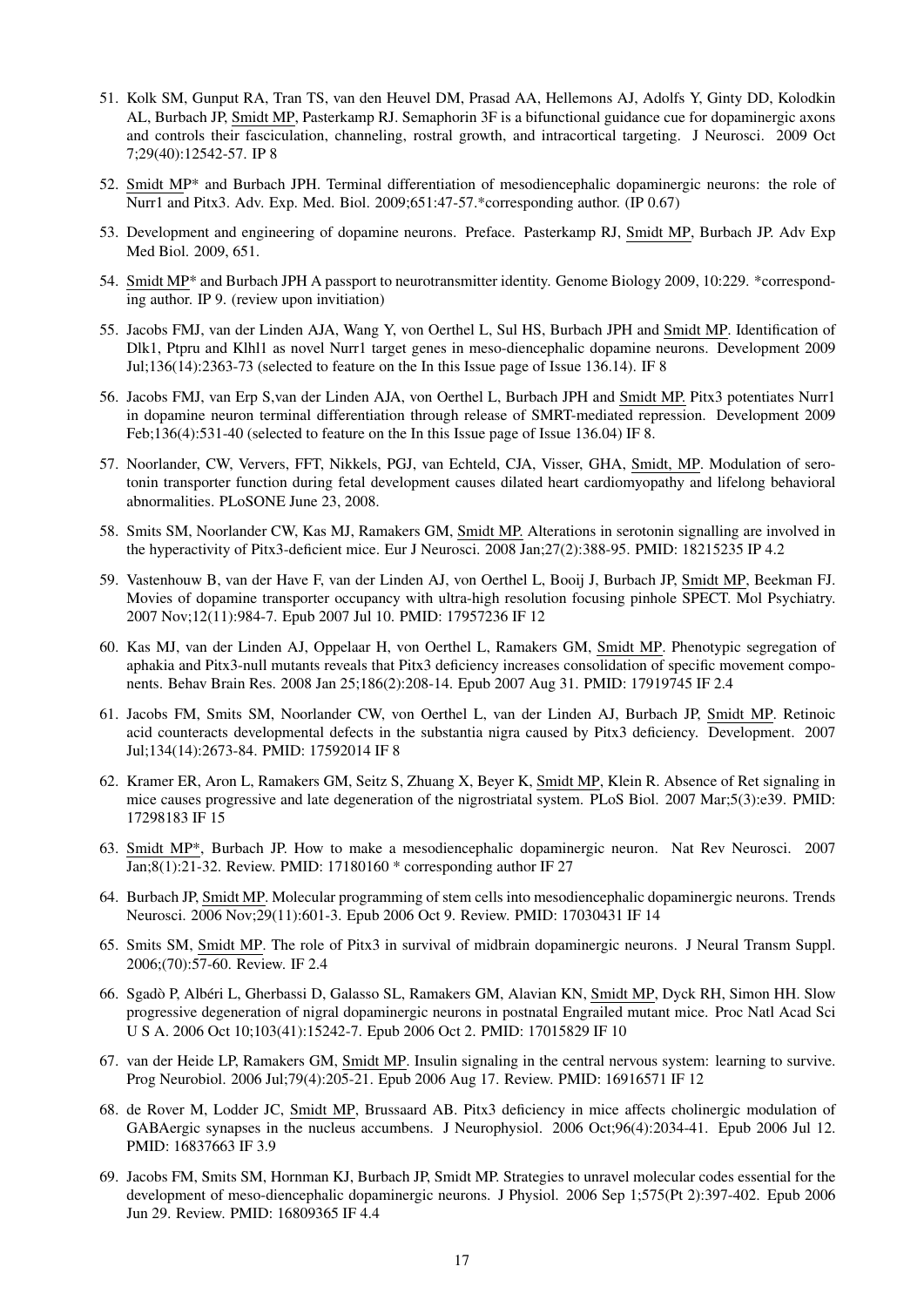51. Kolk SM, Gunput RA, Tran TS, van den Heuvel DM, Prasad AA, Hellemons AJ, Adolfs Y, Ginty DD, Kolodkin AL, Burbach JP, Smidt MP, Pasterkamp RJ. Semaphorin 3F is a bifunctional guidance cue for dopaminergic axons and controls their fasciculation, channeling, rostral growth, and intracortical targeting. J Neurosci. 2009 Oct 7;29(40):12542-57. IP 8

52. Smidt MP* and Burbach JPH. Terminal differentiation of mesodiencephalic dopaminergic neurons: the role of Nurr1 and Pitx3. Adv. Exp. Med. Biol. 2009;651:47-57.*corresponding author. (IP 0.67)

53. Development and engineering of dopamine neurons. Preface. Pasterkamp RJ, Smidt MP, Burbach JP. Adv Exp Med Biol. 2009, 651.

54. Smidt MP* and Burbach JPH A passport to neurotransmitter identity. Genome Biology 2009, 10:229. *corresponding author. IP 9. (review upon invitiation)

55. Jacobs FMJ, van der Linden AJA, Wang Y, von Oerthel L, Sul HS, Burbach JPH and Smidt MP. Identification of Dlk1, Ptpru and Klhl1 as novel Nurr1 target genes in meso-diencephalic dopamine neurons. Development 2009 Jul;136(14):2363-73 (selected to feature on the In this Issue page of Issue 136.14). IF 8

56. Jacobs FMJ, van Erp S,van der Linden AJA, von Oerthel L, Burbach JPH and Smidt MP. Pitx3 potentiates Nurr1 in dopamine neuron terminal differentiation through release of SMRT-mediated repression. Development 2009 Feb;136(4):531-40 (selected to feature on the In this Issue page of Issue 136.04) IF 8.

57. Noorlander, CW, Ververs, FFT, Nikkels, PGJ, van Echteld, CJA, Visser, GHA, Smidt, MP. Modulation of serotonin transporter function during fetal development causes dilated heart cardiomyopathy and lifelong behavioral abnormalities. PLoSONE June 23, 2008.

58. Smits SM, Noorlander CW, Kas MJ, Ramakers GM, Smidt MP. Alterations in serotonin signalling are involved in the hyperactivity of Pitx3-deficient mice. Eur J Neurosci. 2008 Jan;27(2):388-95. PMID: 18215235 IP 4.2

59. Vastenhouw B, van der Have F, van der Linden AJ, von Oerthel L, Booij J, Burbach JP, Smidt MP, Beekman FJ. Movies of dopamine transporter occupancy with ultra-high resolution focusing pinhole SPECT. Mol Psychiatry. 2007 Nov;12(11):984-7. Epub 2007 Jul 10. PMID: 17957236 IF 12

60. Kas MJ, van der Linden AJ, Oppelaar H, von Oerthel L, Ramakers GM, Smidt MP. Phenotypic segregation of aphakia and Pitx3-null mutants reveals that Pitx3 deficiency increases consolidation of specific movement components. Behav Brain Res. 2008 Jan 25;186(2):208-14. Epub 2007 Aug 31. PMID: 17919745 IF 2.4

61. Jacobs FM, Smits SM, Noorlander CW, von Oerthel L, van der Linden AJ, Burbach JP, Smidt MP. Retinoic acid counteracts developmental defects in the substantia nigra caused by Pitx3 deficiency. Development. 2007 Jul;134(14):2673-84. PMID: 17592014 IF 8

62. Kramer ER, Aron L, Ramakers GM, Seitz S, Zhuang X, Beyer K, Smidt MP, Klein R. Absence of Ret signaling in mice causes progressive and late degeneration of the nigrostriatal system. PLoS Biol. 2007 Mar;5(3):e39. PMID: 17298183 IF 15

63. Smidt MP*, Burbach JP. How to make a mesodiencephalic dopaminergic neuron. Nat Rev Neurosci. 2007 Jan;8(1):21-32. Review. PMID: 17180160 * corresponding author IF 27

64. Burbach JP, Smidt MP. Molecular programming of stem cells into mesodiencephalic dopaminergic neurons. Trends Neurosci. 2006 Nov;29(11):601-3. Epub 2006 Oct 9. Review. PMID: 17030431 IF 14

65. Smits SM, Smidt MP. The role of Pitx3 in survival of midbrain dopaminergic neurons. J Neural Transm Suppl. 2006;(70):57-60. Review. IF 2.4

66. Sgadò P, Albéri L, Gherbassi D, Galasso SL, Ramakers GM, Alavian KN, Smidt MP, Dyck RH, Simon HH. Slow progressive degeneration of nigral dopaminergic neurons in postnatal Engrailed mutant mice. Proc Natl Acad Sci U S A. 2006 Oct 10;103(41):15242-7. Epub 2006 Oct 2. PMID: 17015829 IF 10

67. van der Heide LP, Ramakers GM, Smidt MP. Insulin signaling in the central nervous system: learning to survive. Prog Neurobiol. 2006 Jul;79(4):205-21. Epub 2006 Aug 17. Review. PMID: 16916571 IF 12

68. de Rover M, Lodder JC, Smidt MP, Brussaard AB. Pitx3 deficiency in mice affects cholinergic modulation of GABAergic synapses in the nucleus accumbens. J Neurophysiol. 2006 Oct;96(4):2034-41. Epub 2006 Jul 12. PMID: 16837663 IF 3.9

69. Jacobs FM, Smits SM, Hornman KJ, Burbach JP, Smidt MP. Strategies to unravel molecular codes essential for the development of meso-diencephalic dopaminergic neurons. J Physiol. 2006 Sep 1;575(Pt 2):397-402. Epub 2006 Jun 29. Review. PMID: 16809365 IF 4.4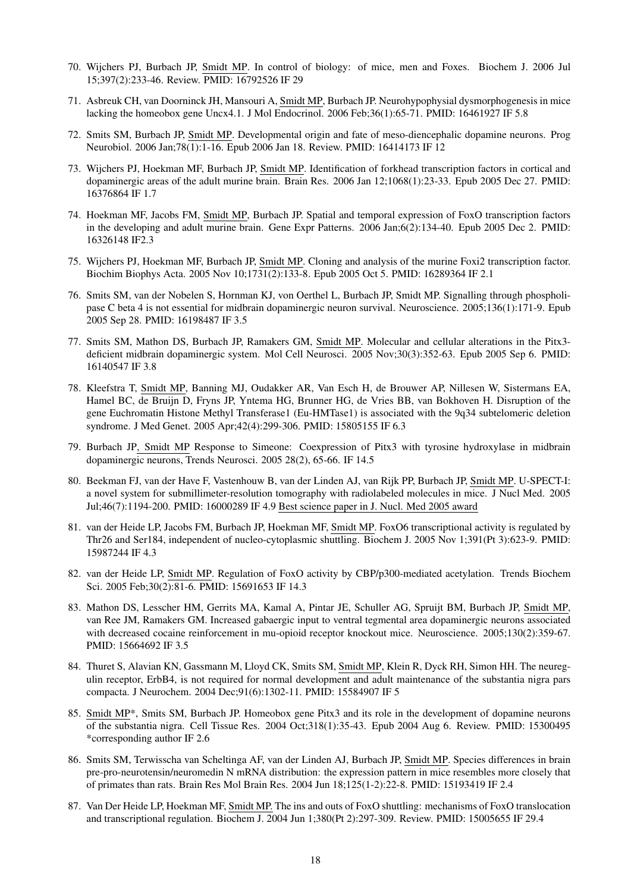70. Wijchers PJ, Burbach JP, Smidt MP. In control of biology: of mice, men and Foxes. Biochem J. 2006 Jul 15;397(2):233-46. Review. PMID: 16792526 IF 29

71. Asbreuk CH, van Doorninck JH, Mansouri A, Smidt MP, Burbach JP. Neurohypophysial dysmorphogenesis in mice lacking the homeobox gene Uncx4.1. J Mol Endocrinol. 2006 Feb;36(1):65-71. PMID: 16461927 IF 5.8

72. Smits SM, Burbach JP, Smidt MP. Developmental origin and fate of meso-diencephalic dopamine neurons. Prog Neurobiol. 2006 Jan;78(1):1-16. Epub 2006 Jan 18. Review. PMID: 16414173 IF 12

73. Wijchers PJ, Hoekman MF, Burbach JP, Smidt MP. Identification of forkhead transcription factors in cortical and dopaminergic areas of the adult murine brain. Brain Res. 2006 Jan 12;1068(1):23-33. Epub 2005 Dec 27. PMID: 16376864 IF 1.7

74. Hoekman MF, Jacobs FM, Smidt MP, Burbach JP. Spatial and temporal expression of FoxO transcription factors in the developing and adult murine brain. Gene Expr Patterns. 2006 Jan;6(2):134-40. Epub 2005 Dec 2. PMID: 16326148 IF2.3

75. Wijchers PJ, Hoekman MF, Burbach JP, Smidt MP. Cloning and analysis of the murine Foxi2 transcription factor. Biochim Biophys Acta. 2005 Nov 10;1731(2):133-8. Epub 2005 Oct 5. PMID: 16289364 IF 2.1

76. Smits SM, van der Nobelen S, Hornman KJ, von Oerthel L, Burbach JP, Smidt MP. Signalling through phospholipase C beta 4 is not essential for midbrain dopaminergic neuron survival. Neuroscience. 2005;136(1):171-9. Epub 2005 Sep 28. PMID: 16198487 IF 3.5

77. Smits SM, Mathon DS, Burbach JP, Ramakers GM, Smidt MP. Molecular and cellular alterations in the Pitx3-deficient midbrain dopaminergic system. Mol Cell Neurosci. 2005 Nov;30(3):352-63. Epub 2005 Sep 6. PMID: 16140547 IF 3.8

78. Kleefstra T, Smidt MP, Banning MJ, Oudakker AR, Van Esch H, de Brouwer AP, Nillesen W, Sistermans EA, Hamel BC, de Bruijn D, Fryns JP, Yntema HG, Brunner HG, de Vries BB, van Bokhoven H. Disruption of the gene Euchromatin Histone Methyl Transferase1 (Eu-HMTase1) is associated with the 9q34 subtelomeric deletion syndrome. J Med Genet. 2005 Apr;42(4):299-306. PMID: 15805155 IF 6.3

79. Burbach JP, Smidt MP Response to Simeone: Coexpression of Pitx3 with tyrosine hydroxylase in midbrain dopaminergic neurons, Trends Neurosci. 2005 28(2), 65-66. IF 14.5

80. Beekman FJ, van der Have F, Vastenhouw B, van der Linden AJ, van Rijk PP, Burbach JP, Smidt MP. U-SPECT-I: a novel system for submillimeter-resolution tomography with radiolabeled molecules in mice. J Nucl Med. 2005 Jul;46(7):1194-200. PMID: 16000289 IF 4.9 Best science paper in J. Nucl. Med 2005 award

81. van der Heide LP, Jacobs FM, Burbach JP, Hoekman MF, Smidt MP. FoxO6 transcriptional activity is regulated by Thr26 and Ser184, independent of nucleo-cytoplasmic shuttling. Biochem J. 2005 Nov 1;391(Pt 3):623-9. PMID: 15987244 IF 4.3

82. van der Heide LP, Smidt MP. Regulation of FoxO activity by CBP/p300-mediated acetylation. Trends Biochem Sci. 2005 Feb;30(2):81-6. PMID: 15691653 IF 14.3

83. Mathon DS, Lesscher HM, Gerrits MA, Kamal A, Pintar JE, Schuller AG, Spruijt BM, Burbach JP, Smidt MP, van Ree JM, Ramakers GM. Increased gabaergic input to ventral tegmental area dopaminergic neurons associated with decreased cocaine reinforcement in mu-opioid receptor knockout mice. Neuroscience. 2005;130(2):359-67. PMID: 15664692 IF 3.5

84. Thuret S, Alavian KN, Gassmann M, Lloyd CK, Smits SM, Smidt MP, Klein R, Dyck RH, Simon HH. The neuregulin receptor, ErbB4, is not required for normal development and adult maintenance of the substantia nigra pars compacta. J Neurochem. 2004 Dec;91(6):1302-11. PMID: 15584907 IF 5

85. Smidt MP*, Smits SM, Burbach JP. Homeobox gene Pitx3 and its role in the development of dopamine neurons of the substantia nigra. Cell Tissue Res. 2004 Oct;318(1):35-43. Epub 2004 Aug 6. Review. PMID: 15300495 *corresponding author IF 2.6

86. Smits SM, Terwisscha van Scheltinga AF, van der Linden AJ, Burbach JP, Smidt MP. Species differences in brain pre-pro-neurotensin/neuromedin N mRNA distribution: the expression pattern in mice resembles more closely that of primates than rats. Brain Res Mol Brain Res. 2004 Jun 18;125(1-2):22-8. PMID: 15193419 IF 2.4

87. Van Der Heide LP, Hoekman MF, Smidt MP. The ins and outs of FoxO shuttling: mechanisms of FoxO translocation and transcriptional regulation. Biochem J. 2004 Jun 1;380(Pt 2):297-309. Review. PMID: 15005655 IF 29.4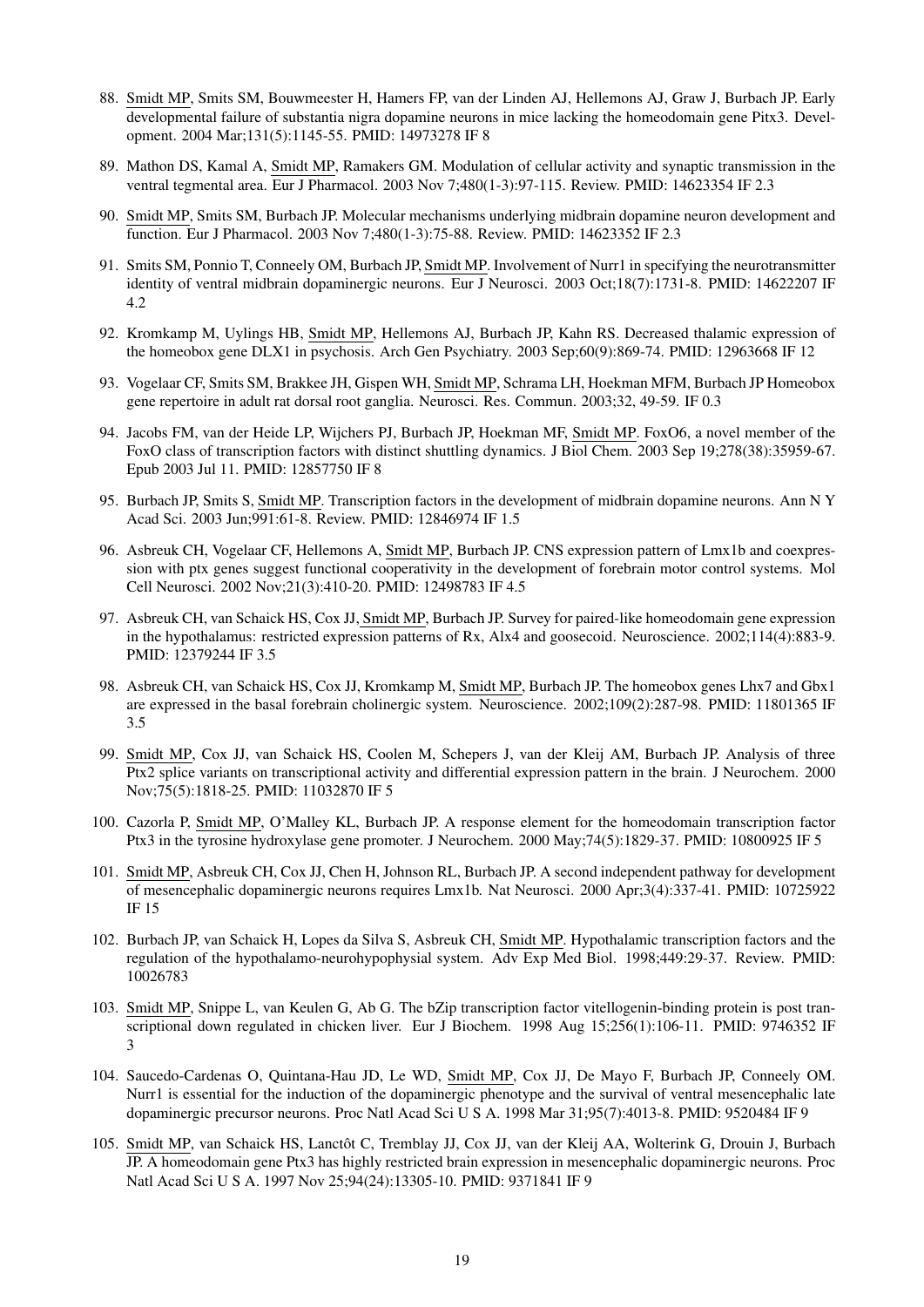88. Smidt MP, Smits SM, Bouwmeester H, Hamers FP, van der Linden AJ, Hellemons AJ, Graw J, Burbach JP. Early developmental failure of substantia nigra dopamine neurons in mice lacking the homeodomain gene Pitx3. Development. 2004 Mar;131(5):1145-55. PMID: 14973278 IF 8

89. Mathon DS, Kamal A, Smidt MP, Ramakers GM. Modulation of cellular activity and synaptic transmission in the ventral tegmental area. Eur J Pharmacol. 2003 Nov 7;480(1-3):97-115. Review. PMID: 14623354 IF 2.3

90. Smidt MP, Smits SM, Burbach JP. Molecular mechanisms underlying midbrain dopamine neuron development and function. Eur J Pharmacol. 2003 Nov 7;480(1-3):75-88. Review. PMID: 14623352 IF 2.3

91. Smits SM, Ponnio T, Conneely OM, Burbach JP, Smidt MP. Involvement of Nurr1 in specifying the neurotransmitter identity of ventral midbrain dopaminergic neurons. Eur J Neurosci. 2003 Oct;18(7):1731-8. PMID: 14622207 IF 4.2

92. Kromkamp M, Uylings HB, Smidt MP, Hellemons AJ, Burbach JP, Kahn RS. Decreased thalamic expression of the homeobox gene DLX1 in psychosis. Arch Gen Psychiatry. 2003 Sep;60(9):869-74. PMID: 12963668 IF 12

93. Vogelaar CF, Smits SM, Brakkee JH, Gispen WH, Smidt MP, Schrama LH, Hoekman MFM, Burbach JP Homeobox gene repertoire in adult rat dorsal root ganglia. Neurosci. Res. Commun. 2003;32, 49-59. IF 0.3

94. Jacobs FM, van der Heide LP, Wijchers PJ, Burbach JP, Hoekman MF, Smidt MP. FoxO6, a novel member of the FoxO class of transcription factors with distinct shuttling dynamics. J Biol Chem. 2003 Sep 19;278(38):35959-67. Epub 2003 Jul 11. PMID: 12857750 IF 8

95. Burbach JP, Smits S, Smidt MP. Transcription factors in the development of midbrain dopamine neurons. Ann N Y Acad Sci. 2003 Jun;991:61-8. Review. PMID: 12846974 IF 1.5

96. Asbreuk CH, Vogelaar CF, Hellemons A, Smidt MP, Burbach JP. CNS expression pattern of Lmx1b and coexpression with ptx genes suggest functional cooperativity in the development of forebrain motor control systems. Mol Cell Neurosci. 2002 Nov;21(3):410-20. PMID: 12498783 IF 4.5

97. Asbreuk CH, van Schaick HS, Cox JJ, Smidt MP, Burbach JP. Survey for paired-like homeodomain gene expression in the hypothalamus: restricted expression patterns of Rx, Alx4 and goosecoid. Neuroscience. 2002;114(4):883-9. PMID: 12379244 IF 3.5

98. Asbreuk CH, van Schaick HS, Cox JJ, Kromkamp M, Smidt MP, Burbach JP. The homeobox genes Lhx7 and Gbx1 are expressed in the basal forebrain cholinergic system. Neuroscience. 2002;109(2):287-98. PMID: 11801365 IF 3.5

99. Smidt MP, Cox JJ, van Schaick HS, Coolen M, Schepers J, van der Kleij AM, Burbach JP. Analysis of three Ptx2 splice variants on transcriptional activity and differential expression pattern in the brain. J Neurochem. 2000 Nov;75(5):1818-25. PMID: 11032870 IF 5

100. Cazorla P, Smidt MP, O'Malley KL, Burbach JP. A response element for the homeodomain transcription factor Ptx3 in the tyrosine hydroxylase gene promoter. J Neurochem. 2000 May;74(5):1829-37. PMID: 10800925 IF 5

101. Smidt MP, Asbreuk CH, Cox JJ, Chen H, Johnson RL, Burbach JP. A second independent pathway for development of mesencephalic dopaminergic neurons requires Lmx1b. Nat Neurosci. 2000 Apr;3(4):337-41. PMID: 10725922 IF 15

102. Burbach JP, van Schaick H, Lopes da Silva S, Asbreuk CH, Smidt MP. Hypothalamic transcription factors and the regulation of the hypothalamo-neurohypophysial system. Adv Exp Med Biol. 1998;449:29-37. Review. PMID: 10026783

103. Smidt MP, Snippe L, van Keulen G, Ab G. The bZip transcription factor vitellogenin-binding protein is post transcriptional down regulated in chicken liver. Eur J Biochem. 1998 Aug 15;256(1):106-11. PMID: 9746352 IF 3

104. Saucedo-Cardenas O, Quintana-Hau JD, Le WD, Smidt MP, Cox JJ, De Mayo F, Burbach JP, Conneely OM. Nurr1 is essential for the induction of the dopaminergic phenotype and the survival of ventral mesencephalic late dopaminergic precursor neurons. Proc Natl Acad Sci U S A. 1998 Mar 31;95(7):4013-8. PMID: 9520484 IF 9

105. Smidt MP, van Schaick HS, Lanctôt C, Tremblay JJ, Cox JJ, van der Kleij AA, Wolterink G, Drouin J, Burbach JP. A homeodomain gene Ptx3 has highly restricted brain expression in mesencephalic dopaminergic neurons. Proc Natl Acad Sci U S A. 1997 Nov 25;94(24):13305-10. PMID: 9371841 IF 9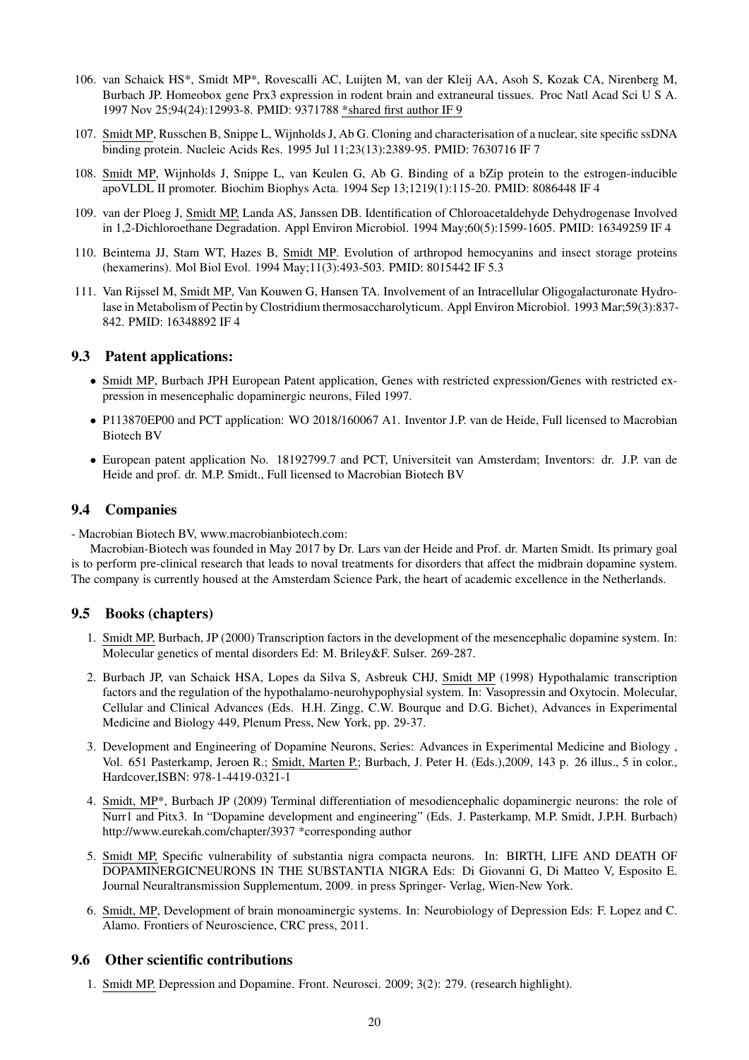106. van Schaick HS*, Smidt MP*, Rovescalli AC, Luijten M, van der Kleij AA, Asoh S, Kozak CA, Nirenberg M, Burbach JP. Homeobox gene Prx3 expression in rodent brain and extraneural tissues. Proc Natl Acad Sci U S A. 1997 Nov 25;94(24):12993-8. PMID: 9371788 *shared first author IF 9

107. Smidt MP, Russchen B, Snippe L, Wijnholds J, Ab G. Cloning and characterisation of a nuclear, site specific ssDNA binding protein. Nucleic Acids Res. 1995 Jul 11;23(13):2389-95. PMID: 7630716 IF 7

108. Smidt MP, Wijnholds J, Snippe L, van Keulen G, Ab G. Binding of a bZip protein to the estrogen-inducible apoVLDL II promoter. Biochim Biophys Acta. 1994 Sep 13;1219(1):115-20. PMID: 8086448 IF 4

109. van der Ploeg J, Smidt MP, Landa AS, Janssen DB. Identification of Chloroacetaldehyde Dehydrogenase Involved in 1,2-Dichloroethane Degradation. Appl Environ Microbiol. 1994 May;60(5):1599-1605. PMID: 16349259 IF 4

110. Beintema JJ, Stam WT, Hazes B, Smidt MP. Evolution of arthropod hemocyanins and insect storage proteins (hexamerins). Mol Biol Evol. 1994 May;11(3):493-503. PMID: 8015442 IF 5.3

111. Van Rijssel M, Smidt MP, Van Kouwen G, Hansen TA. Involvement of an Intracellular Oligogalacturonate Hydrolase in Metabolism of Pectin by Clostridium thermosaccharolyticum. Appl Environ Microbiol. 1993 Mar;59(3):837-842. PMID: 16348892 IF 4

### 9.3 Patent applications:

- Smidt MP, Burbach JPH European Patent application, Genes with restricted expression/Genes with restricted expression in mesencephalic dopaminergic neurons, Filed 1997.
- P113870EP00 and PCT application: WO 2018/160067 A1. Inventor J.P. van de Heide, Full licensed to Macrobian Biotech BV
- European patent application No. 18192799.7 and PCT, Universiteit van Amsterdam; Inventors: dr. J.P. van de Heide and prof. dr. M.P. Smidt., Full licensed to Macrobian Biotech BV

### 9.4 Companies

- Macrobian Biotech BV, www.macrobianbiotech.com:

Macrobian-Biotech was founded in May 2017 by Dr. Lars van der Heide and Prof. dr. Marten Smidt. Its primary goal is to perform pre-clinical research that leads to noval treatments for disorders that affect the midbrain dopamine system. The company is currently housed at the Amsterdam Science Park, the heart of academic excellence in the Netherlands.

### 9.5 Books (chapters)

1. Smidt MP, Burbach, JP (2000) Transcription factors in the development of the mesencephalic dopamine system. In: Molecular genetics of mental disorders Ed: M. Briley&F. Sulser. 269-287.

2. Burbach JP, van Schaick HSA, Lopes da Silva S, Asbreuk CHJ, Smidt MP (1998) Hypothalamic transcription factors and the regulation of the hypothalamo-neurohypophysial system. In: Vasopressin and Oxytocin. Molecular, Cellular and Clinical Advances (Eds. H.H. Zingg, C.W. Bourque and D.G. Bichet), Advances in Experimental Medicine and Biology 449, Plenum Press, New York, pp. 29-37.

3. Development and Engineering of Dopamine Neurons, Series: Advances in Experimental Medicine and Biology , Vol. 651 Pasterkamp, Jeroen R.; Smidt, Marten P.; Burbach, J. Peter H. (Eds.),2009, 143 p. 26 illus., 5 in color., Hardcover,ISBN: 978-1-4419-0321-1

4. Smidt, MP*, Burbach JP (2009) Terminal differentiation of mesodiencephalic dopaminergic neurons: the role of Nurr1 and Pitx3. In "Dopamine development and engineering" (Eds. J. Pasterkamp, M.P. Smidt, J.P.H. Burbach) http://www.eurekah.com/chapter/3937 *corresponding author

5. Smidt MP, Specific vulnerability of substantia nigra compacta neurons. In: BIRTH, LIFE AND DEATH OF DOPAMINERGICNEURONS IN THE SUBSTANTIA NIGRA Eds: Di Giovanni G, Di Matteo V, Esposito E. Journal Neuraltransmission Supplementum, 2009. in press Springer- Verlag, Wien-New York.

6. Smidt, MP, Development of brain monoaminergic systems. In: Neurobiology of Depression Eds: F. Lopez and C. Alamo. Frontiers of Neuroscience, CRC press, 2011.

### 9.6 Other scientific contributions

1. Smidt MP. Depression and Dopamine. Front. Neurosci. 2009; 3(2): 279. (research highlight).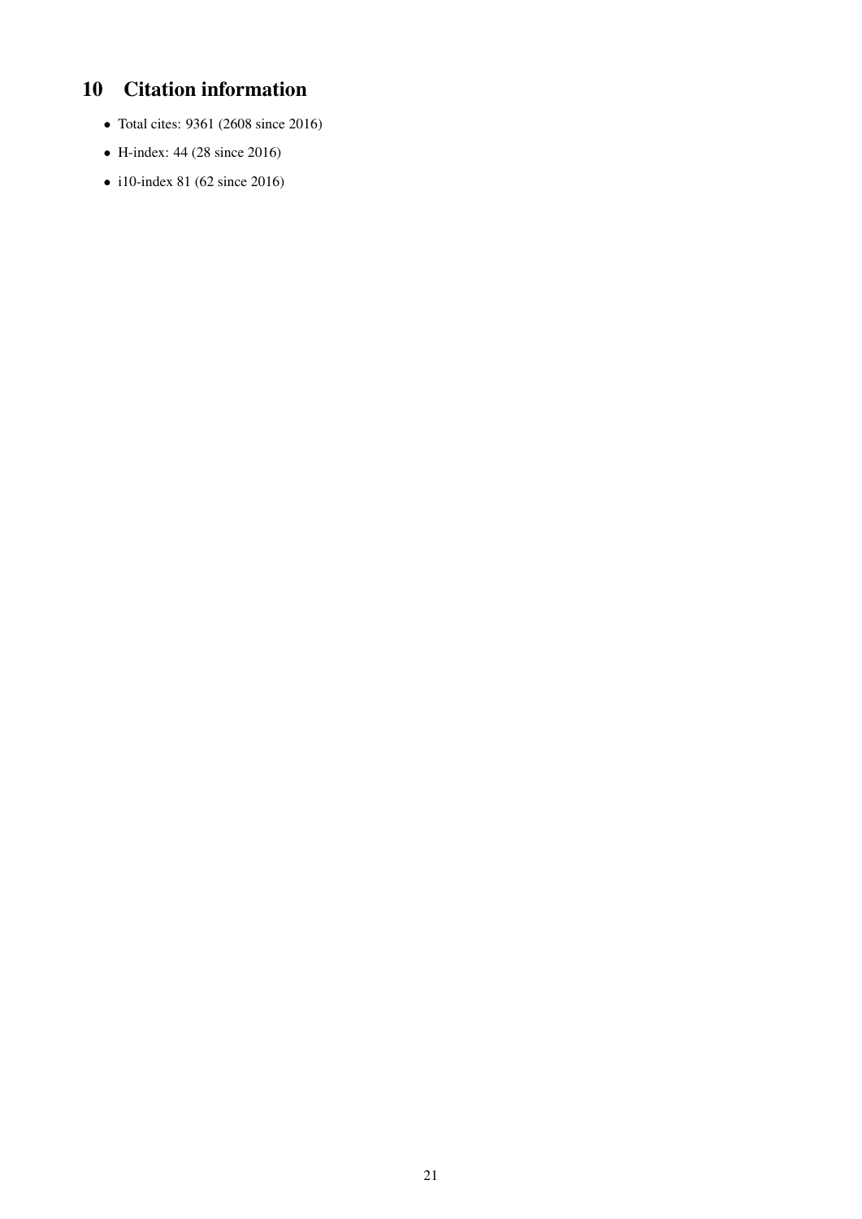# 10 Citation information

- Total cites: 9361 (2608 since 2016)
- H-index: 44 (28 since 2016)
- i10-index 81 (62 since 2016)